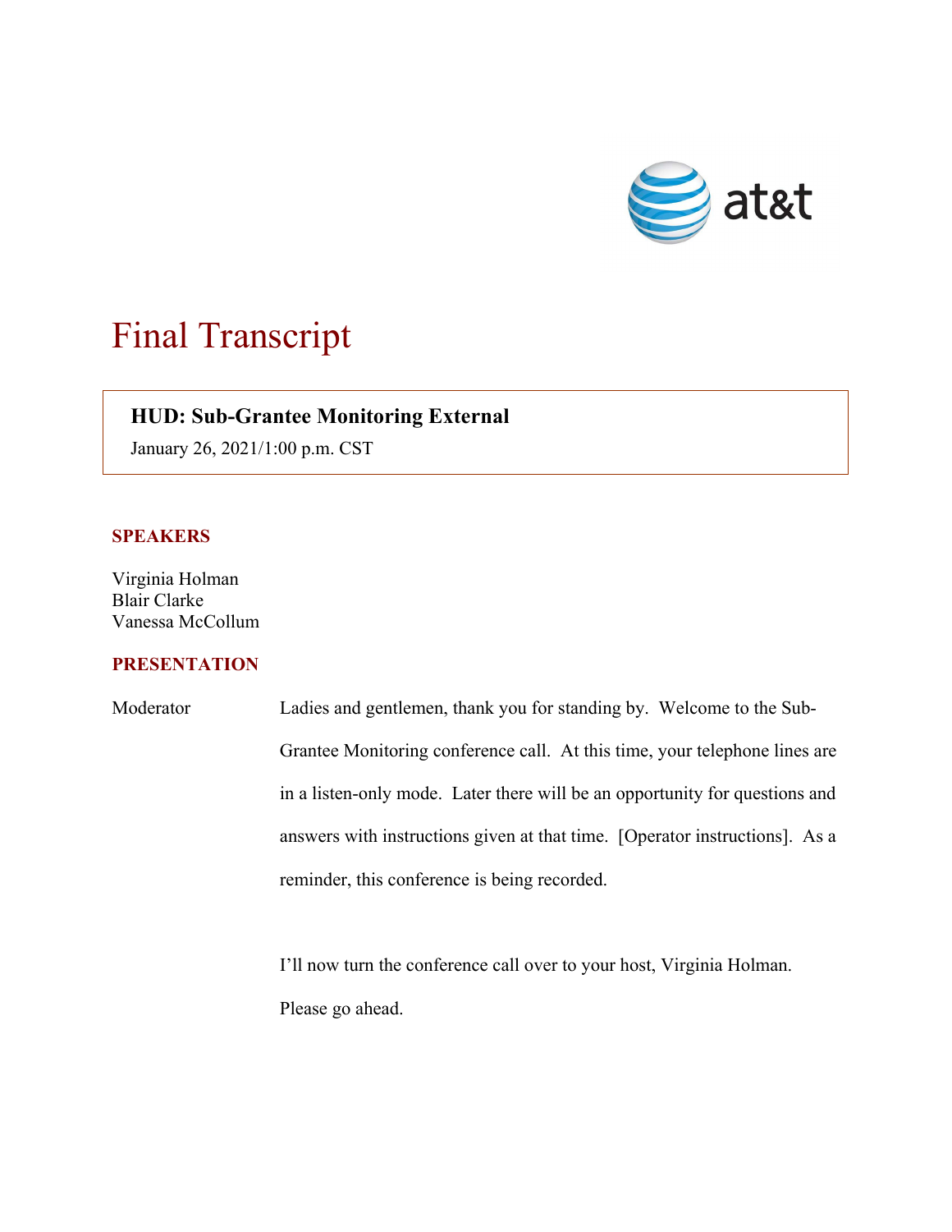# Final Transcript

**HUD: Sub-Grantee Monitoring External**

January 26, 2021/1:00 p.m. CST

## SPEAKERS

Virginia Holman
Blair Clarke
Vanessa McCollum

## PRESENTATION

Moderator: Ladies and gentlemen, thank you for standing by. Welcome to the Sub-Grantee Monitoring conference call. At this time, your telephone lines are in a listen-only mode. Later there will be an opportunity for questions and answers with instructions given at that time. [Operator instructions]. As a reminder, this conference is being recorded.

I'll now turn the conference call over to your host, Virginia Holman. Please go ahead.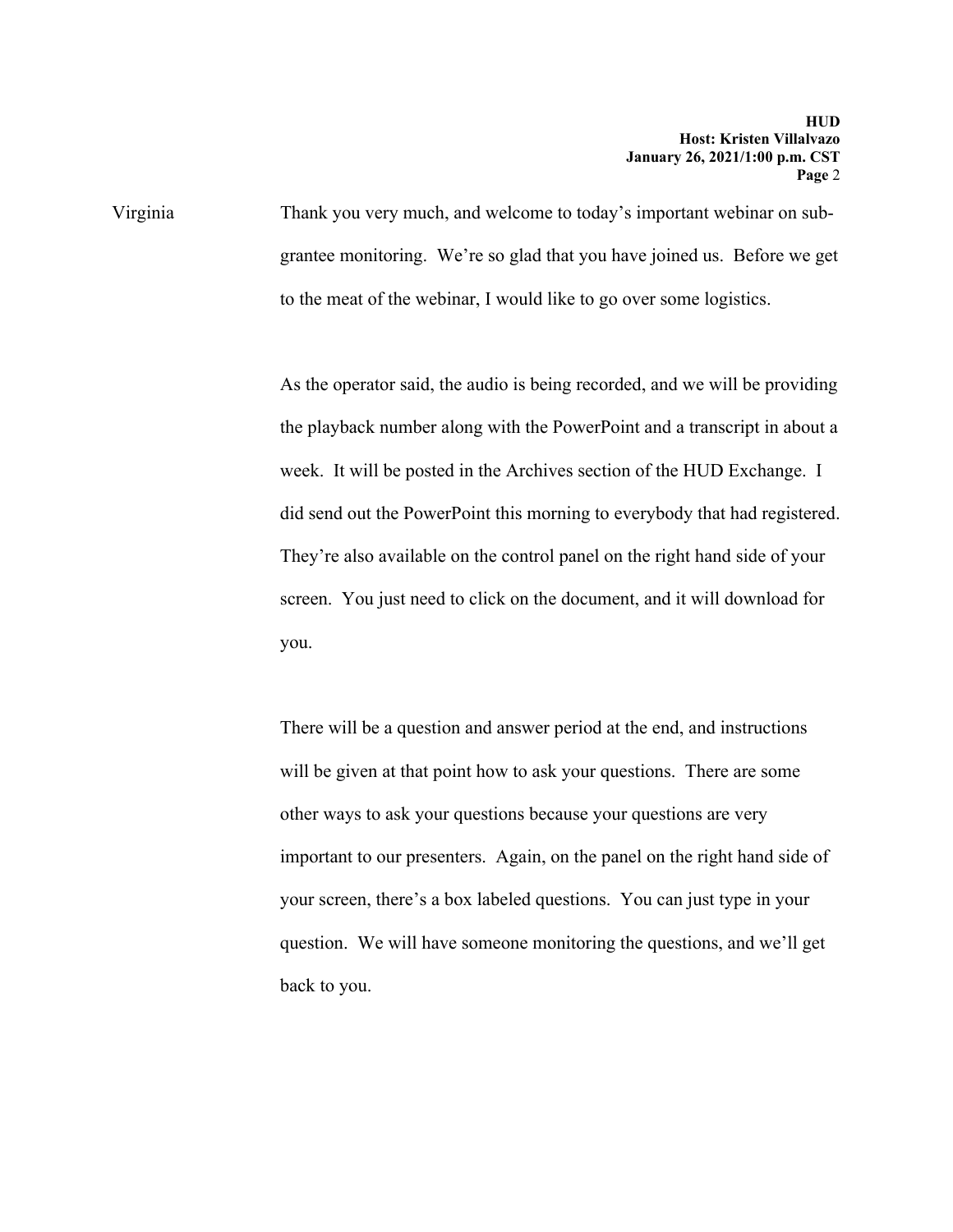Virginia: Thank you very much, and welcome to today's important webinar on sub-grantee monitoring. We're so glad that you have joined us. Before we get to the meat of the webinar, I would like to go over some logistics.

As the operator said, the audio is being recorded, and we will be providing the playback number along with the PowerPoint and a transcript in about a week. It will be posted in the Archives section of the HUD Exchange. I did send out the PowerPoint this morning to everybody that had registered. They're also available on the control panel on the right hand side of your screen. You just need to click on the document, and it will download for you.

There will be a question and answer period at the end, and instructions will be given at that point how to ask your questions. There are some other ways to ask your questions because your questions are very important to our presenters. Again, on the panel on the right hand side of your screen, there's a box labeled questions. You can just type in your question. We will have someone monitoring the questions, and we'll get back to you.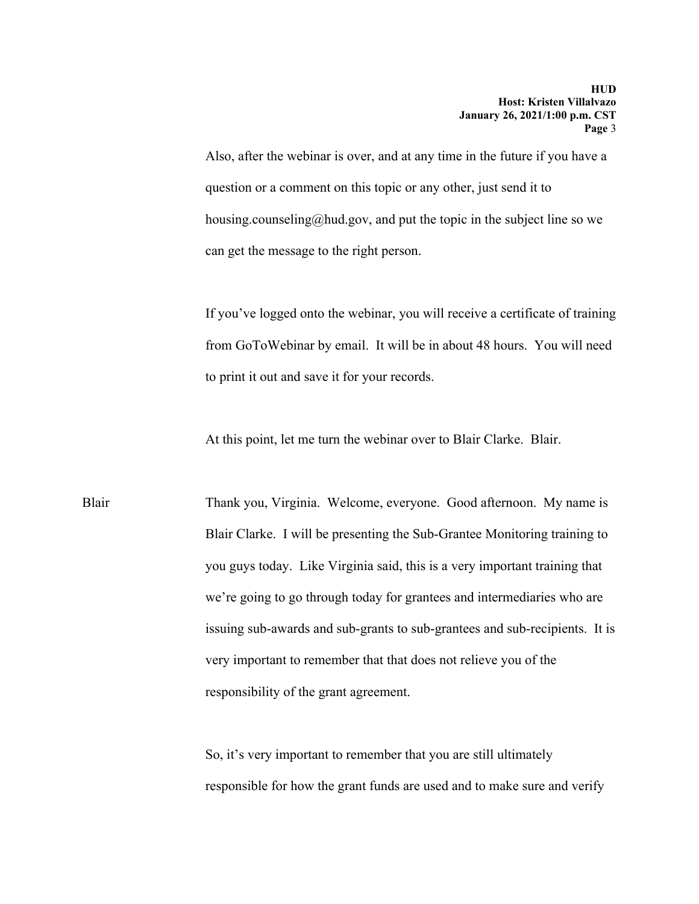Also, after the webinar is over, and at any time in the future if you have a question or a comment on this topic or any other, just send it to housing.counseling@hud.gov, and put the topic in the subject line so we can get the message to the right person.

If you've logged onto the webinar, you will receive a certificate of training from GoToWebinar by email. It will be in about 48 hours. You will need to print it out and save it for your records.

At this point, let me turn the webinar over to Blair Clarke. Blair.

Blair: Thank you, Virginia. Welcome, everyone. Good afternoon. My name is Blair Clarke. I will be presenting the Sub-Grantee Monitoring training to you guys today. Like Virginia said, this is a very important training that we're going to go through today for grantees and intermediaries who are issuing sub-awards and sub-grants to sub-grantees and sub-recipients. It is very important to remember that that does not relieve you of the responsibility of the grant agreement.

So, it's very important to remember that you are still ultimately responsible for how the grant funds are used and to make sure and verify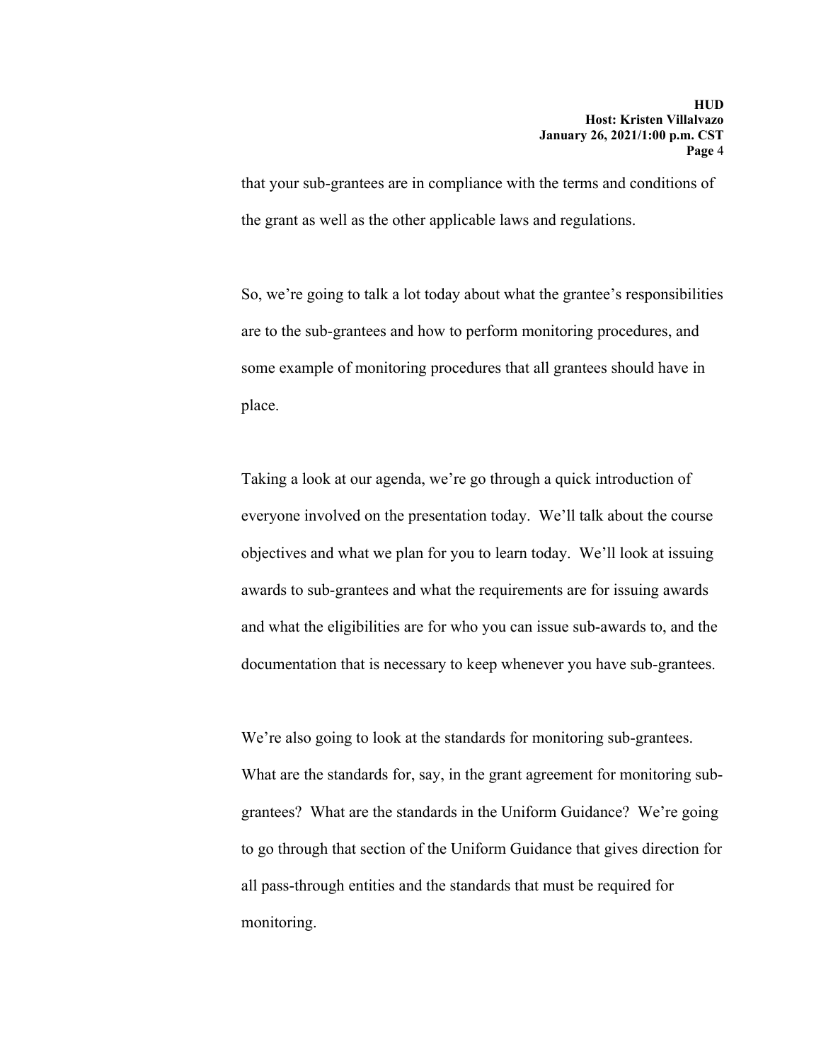that your sub-grantees are in compliance with the terms and conditions of the grant as well as the other applicable laws and regulations.

So, we're going to talk a lot today about what the grantee's responsibilities are to the sub-grantees and how to perform monitoring procedures, and some example of monitoring procedures that all grantees should have in place.

Taking a look at our agenda, we're go through a quick introduction of everyone involved on the presentation today. We'll talk about the course objectives and what we plan for you to learn today. We'll look at issuing awards to sub-grantees and what the requirements are for issuing awards and what the eligibilities are for who you can issue sub-awards to, and the documentation that is necessary to keep whenever you have sub-grantees.

We're also going to look at the standards for monitoring sub-grantees. What are the standards for, say, in the grant agreement for monitoring sub-grantees? What are the standards in the Uniform Guidance? We're going to go through that section of the Uniform Guidance that gives direction for all pass-through entities and the standards that must be required for monitoring.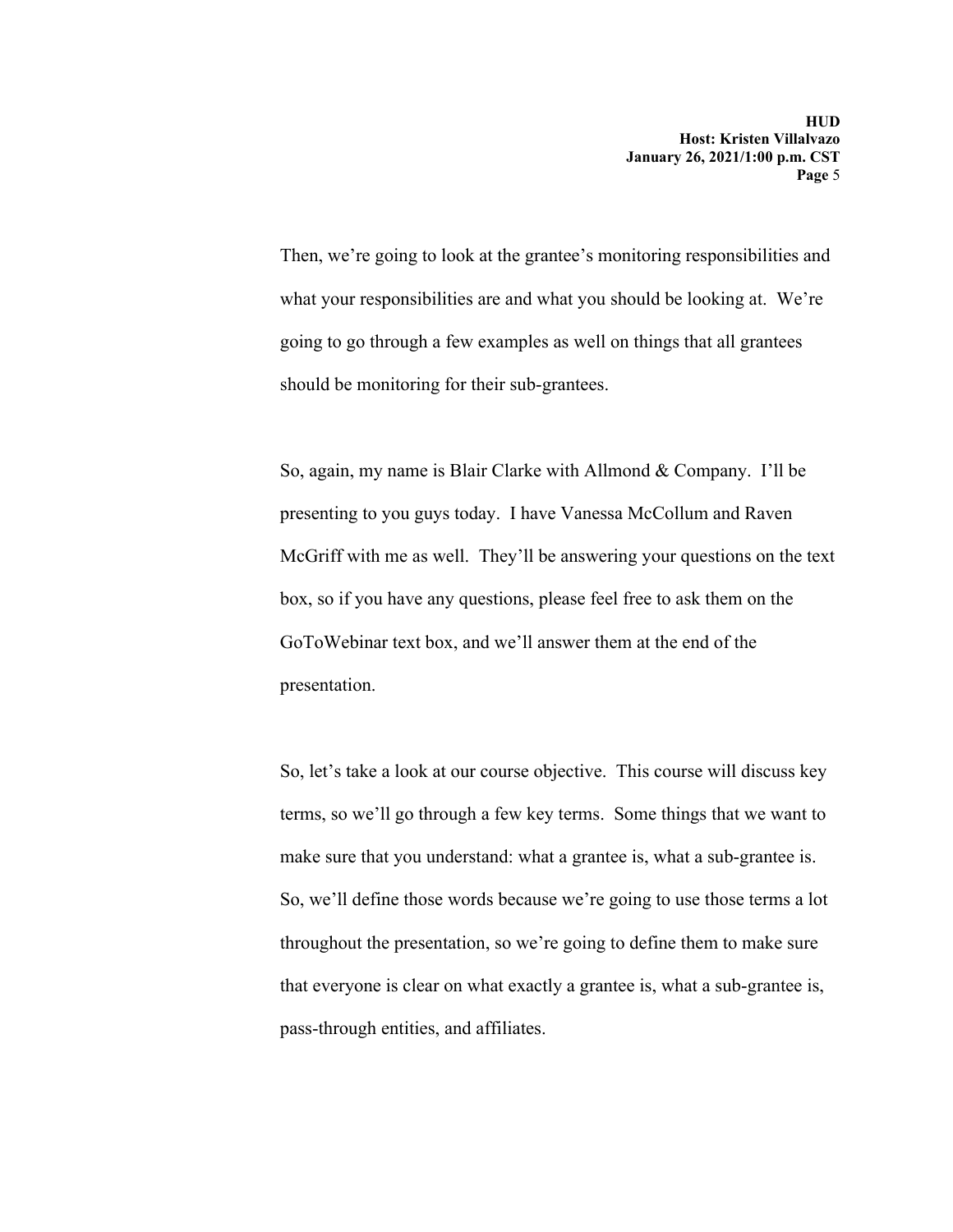Then, we’re going to look at the grantee’s monitoring responsibilities and what your responsibilities are and what you should be looking at. We’re going to go through a few examples as well on things that all grantees should be monitoring for their sub-grantees.

So, again, my name is Blair Clarke with Allmond & Company. I’ll be presenting to you guys today. I have Vanessa McCollum and Raven McGriff with me as well. They’ll be answering your questions on the text box, so if you have any questions, please feel free to ask them on the GoToWebinar text box, and we’ll answer them at the end of the presentation.

So, let’s take a look at our course objective. This course will discuss key terms, so we’ll go through a few key terms. Some things that we want to make sure that you understand: what a grantee is, what a sub-grantee is. So, we’ll define those words because we’re going to use those terms a lot throughout the presentation, so we’re going to define them to make sure that everyone is clear on what exactly a grantee is, what a sub-grantee is, pass-through entities, and affiliates.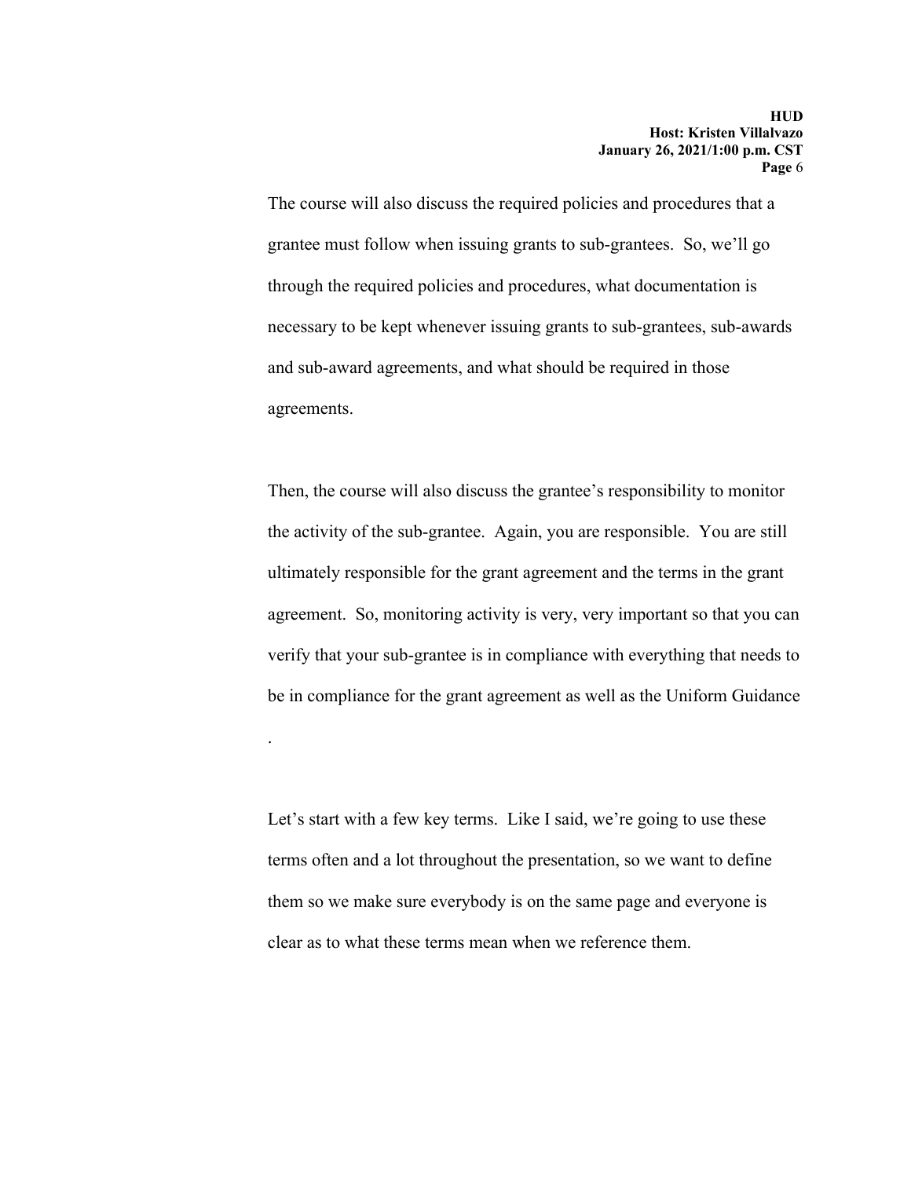The course will also discuss the required policies and procedures that a grantee must follow when issuing grants to sub-grantees. So, we'll go through the required policies and procedures, what documentation is necessary to be kept whenever issuing grants to sub-grantees, sub-awards and sub-award agreements, and what should be required in those agreements.

Then, the course will also discuss the grantee's responsibility to monitor the activity of the sub-grantee. Again, you are responsible. You are still ultimately responsible for the grant agreement and the terms in the grant agreement. So, monitoring activity is very, very important so that you can verify that your sub-grantee is in compliance with everything that needs to be in compliance for the grant agreement as well as the Uniform Guidance

.

Let's start with a few key terms. Like I said, we're going to use these terms often and a lot throughout the presentation, so we want to define them so we make sure everybody is on the same page and everyone is clear as to what these terms mean when we reference them.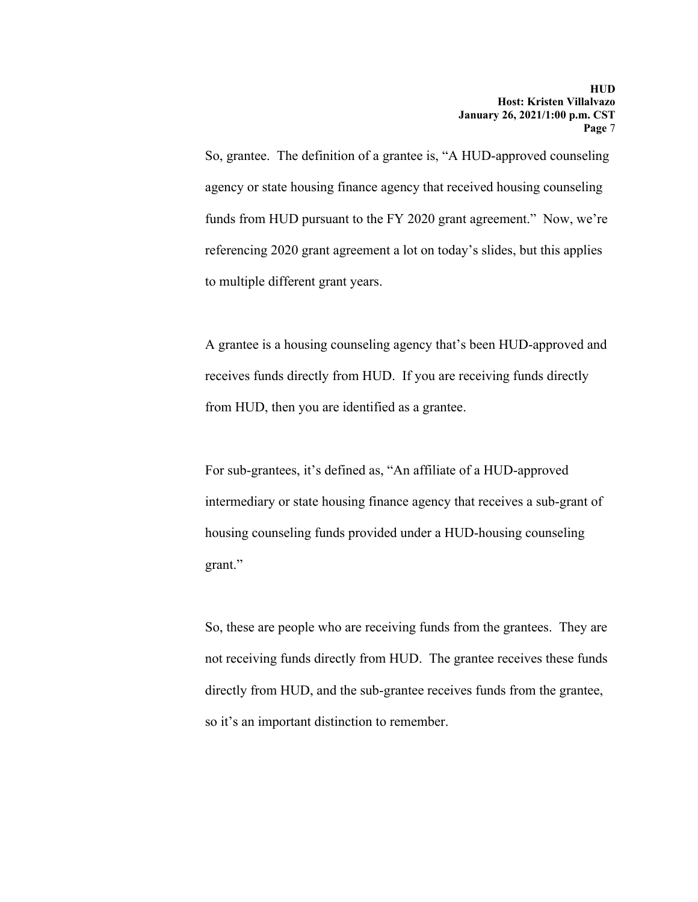So, grantee. The definition of a grantee is, "A HUD-approved counseling agency or state housing finance agency that received housing counseling funds from HUD pursuant to the FY 2020 grant agreement." Now, we're referencing 2020 grant agreement a lot on today's slides, but this applies to multiple different grant years.

A grantee is a housing counseling agency that's been HUD-approved and receives funds directly from HUD. If you are receiving funds directly from HUD, then you are identified as a grantee.

For sub-grantees, it's defined as, "An affiliate of a HUD-approved intermediary or state housing finance agency that receives a sub-grant of housing counseling funds provided under a HUD-housing counseling grant."

So, these are people who are receiving funds from the grantees. They are not receiving funds directly from HUD. The grantee receives these funds directly from HUD, and the sub-grantee receives funds from the grantee, so it's an important distinction to remember.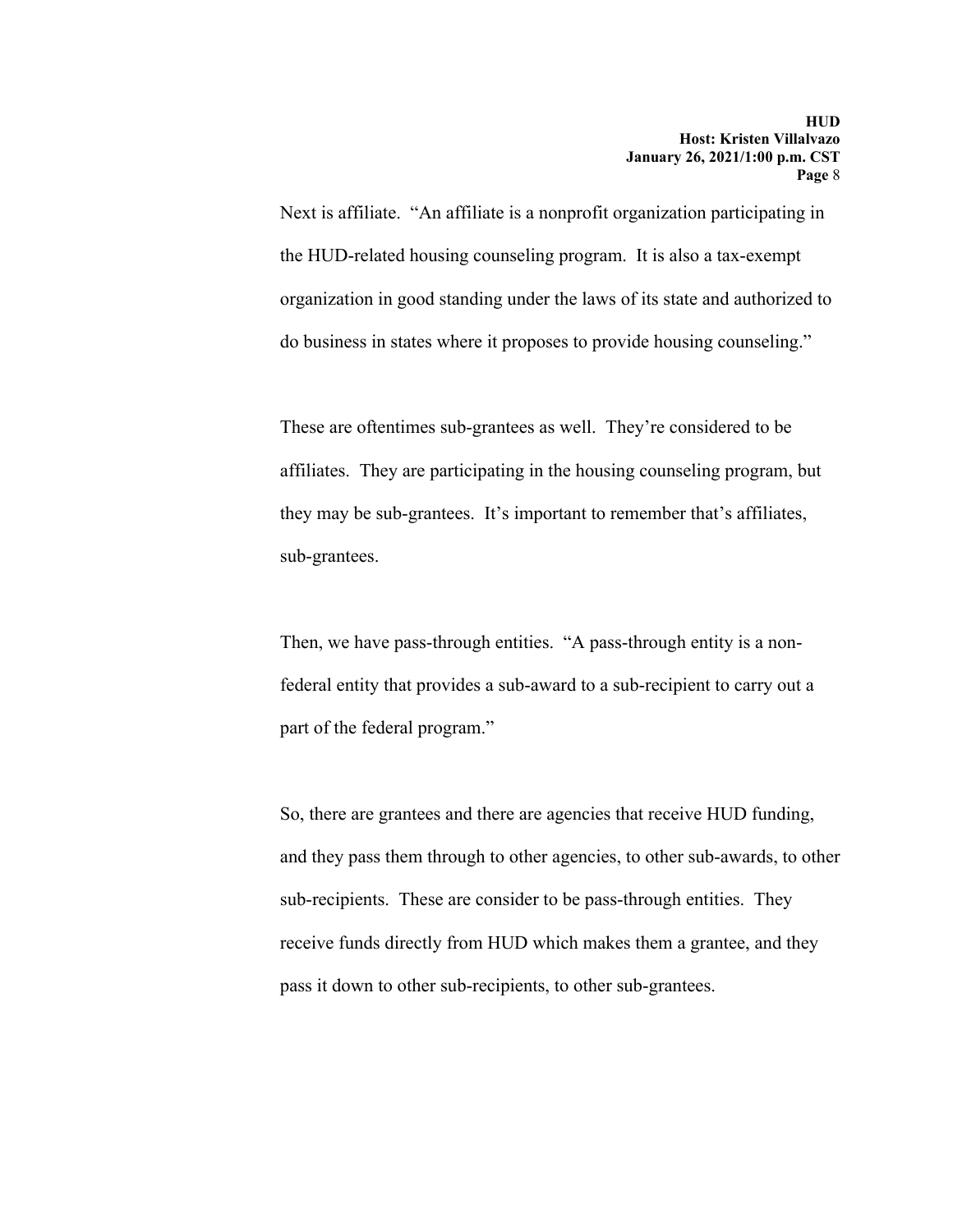Next is affiliate. "An affiliate is a nonprofit organization participating in the HUD-related housing counseling program. It is also a tax-exempt organization in good standing under the laws of its state and authorized to do business in states where it proposes to provide housing counseling."

These are oftentimes sub-grantees as well. They're considered to be affiliates. They are participating in the housing counseling program, but they may be sub-grantees. It's important to remember that's affiliates, sub-grantees.

Then, we have pass-through entities. "A pass-through entity is a non-federal entity that provides a sub-award to a sub-recipient to carry out a part of the federal program."

So, there are grantees and there are agencies that receive HUD funding, and they pass them through to other agencies, to other sub-awards, to other sub-recipients. These are consider to be pass-through entities. They receive funds directly from HUD which makes them a grantee, and they pass it down to other sub-recipients, to other sub-grantees.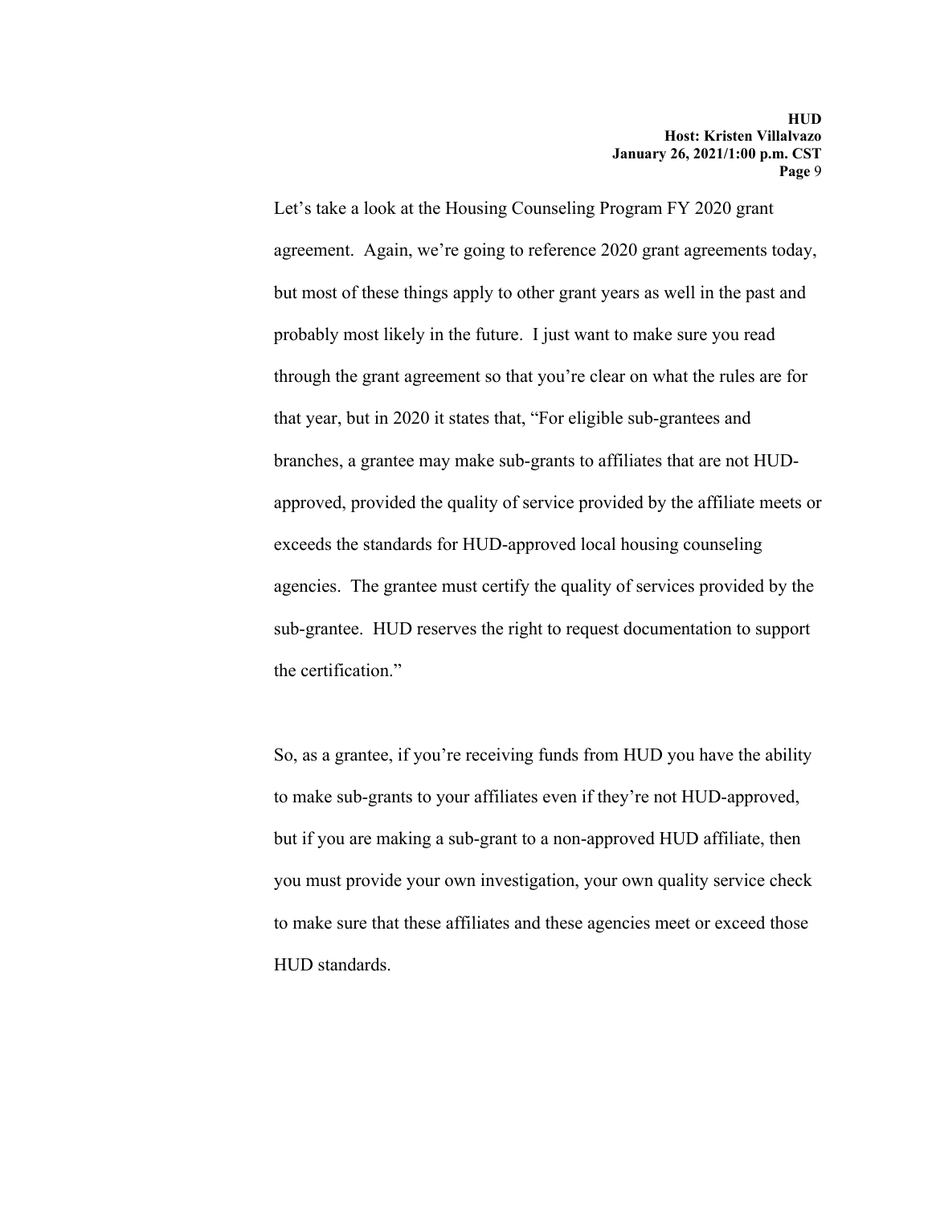Let's take a look at the Housing Counseling Program FY 2020 grant agreement. Again, we're going to reference 2020 grant agreements today, but most of these things apply to other grant years as well in the past and probably most likely in the future. I just want to make sure you read through the grant agreement so that you're clear on what the rules are for that year, but in 2020 it states that, "For eligible sub-grantees and branches, a grantee may make sub-grants to affiliates that are not HUD-approved, provided the quality of service provided by the affiliate meets or exceeds the standards for HUD-approved local housing counseling agencies. The grantee must certify the quality of services provided by the sub-grantee. HUD reserves the right to request documentation to support the certification."

So, as a grantee, if you're receiving funds from HUD you have the ability to make sub-grants to your affiliates even if they're not HUD-approved, but if you are making a sub-grant to a non-approved HUD affiliate, then you must provide your own investigation, your own quality service check to make sure that these affiliates and these agencies meet or exceed those HUD standards.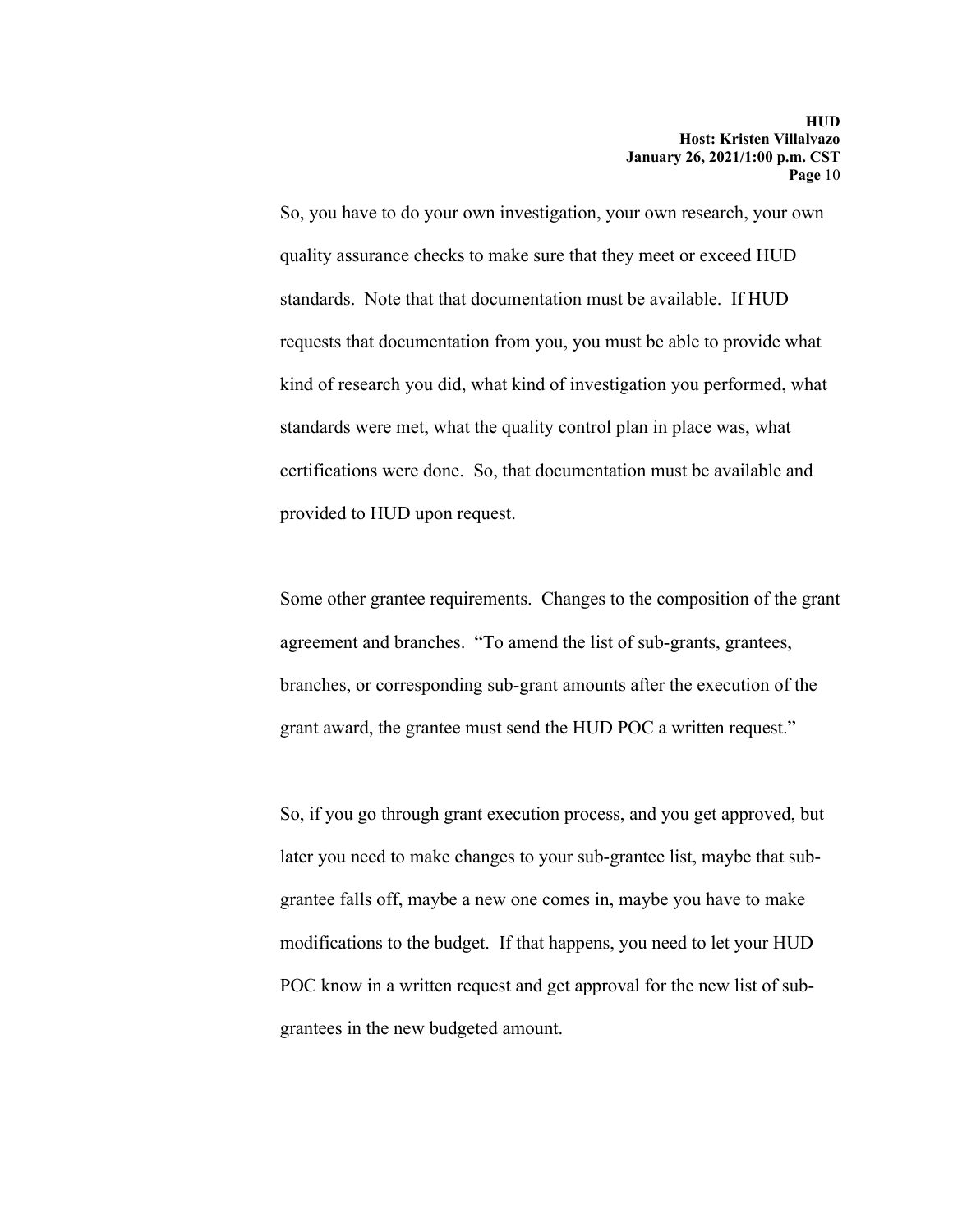So, you have to do your own investigation, your own research, your own quality assurance checks to make sure that they meet or exceed HUD standards. Note that that documentation must be available. If HUD requests that documentation from you, you must be able to provide what kind of research you did, what kind of investigation you performed, what standards were met, what the quality control plan in place was, what certifications were done. So, that documentation must be available and provided to HUD upon request.

Some other grantee requirements. Changes to the composition of the grant agreement and branches. "To amend the list of sub-grants, grantees, branches, or corresponding sub-grant amounts after the execution of the grant award, the grantee must send the HUD POC a written request."

So, if you go through grant execution process, and you get approved, but later you need to make changes to your sub-grantee list, maybe that sub-grantee falls off, maybe a new one comes in, maybe you have to make modifications to the budget. If that happens, you need to let your HUD POC know in a written request and get approval for the new list of sub-grantees in the new budgeted amount.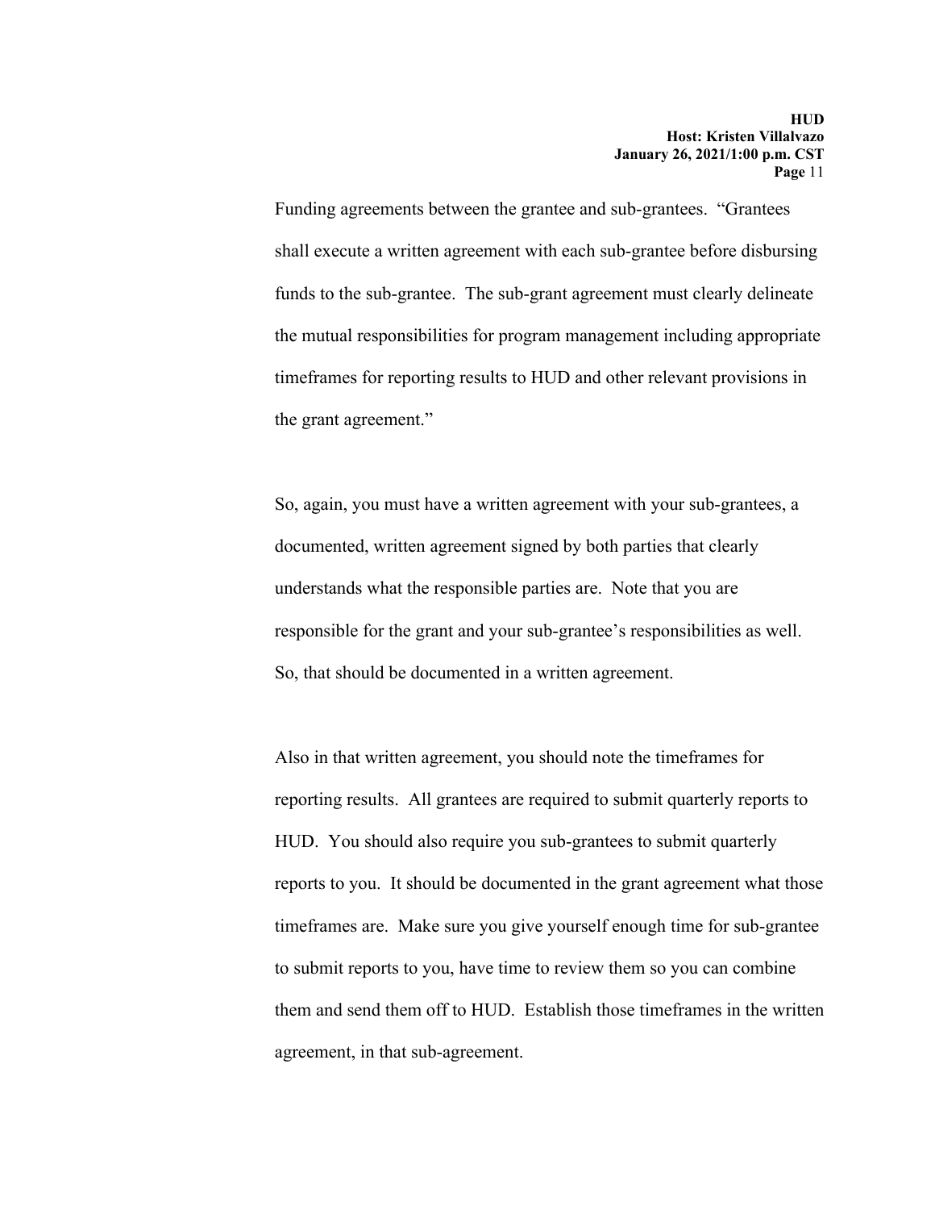Funding agreements between the grantee and sub-grantees. "Grantees shall execute a written agreement with each sub-grantee before disbursing funds to the sub-grantee. The sub-grant agreement must clearly delineate the mutual responsibilities for program management including appropriate timeframes for reporting results to HUD and other relevant provisions in the grant agreement."

So, again, you must have a written agreement with your sub-grantees, a documented, written agreement signed by both parties that clearly understands what the responsible parties are. Note that you are responsible for the grant and your sub-grantee's responsibilities as well. So, that should be documented in a written agreement.

Also in that written agreement, you should note the timeframes for reporting results. All grantees are required to submit quarterly reports to HUD. You should also require you sub-grantees to submit quarterly reports to you. It should be documented in the grant agreement what those timeframes are. Make sure you give yourself enough time for sub-grantee to submit reports to you, have time to review them so you can combine them and send them off to HUD. Establish those timeframes in the written agreement, in that sub-agreement.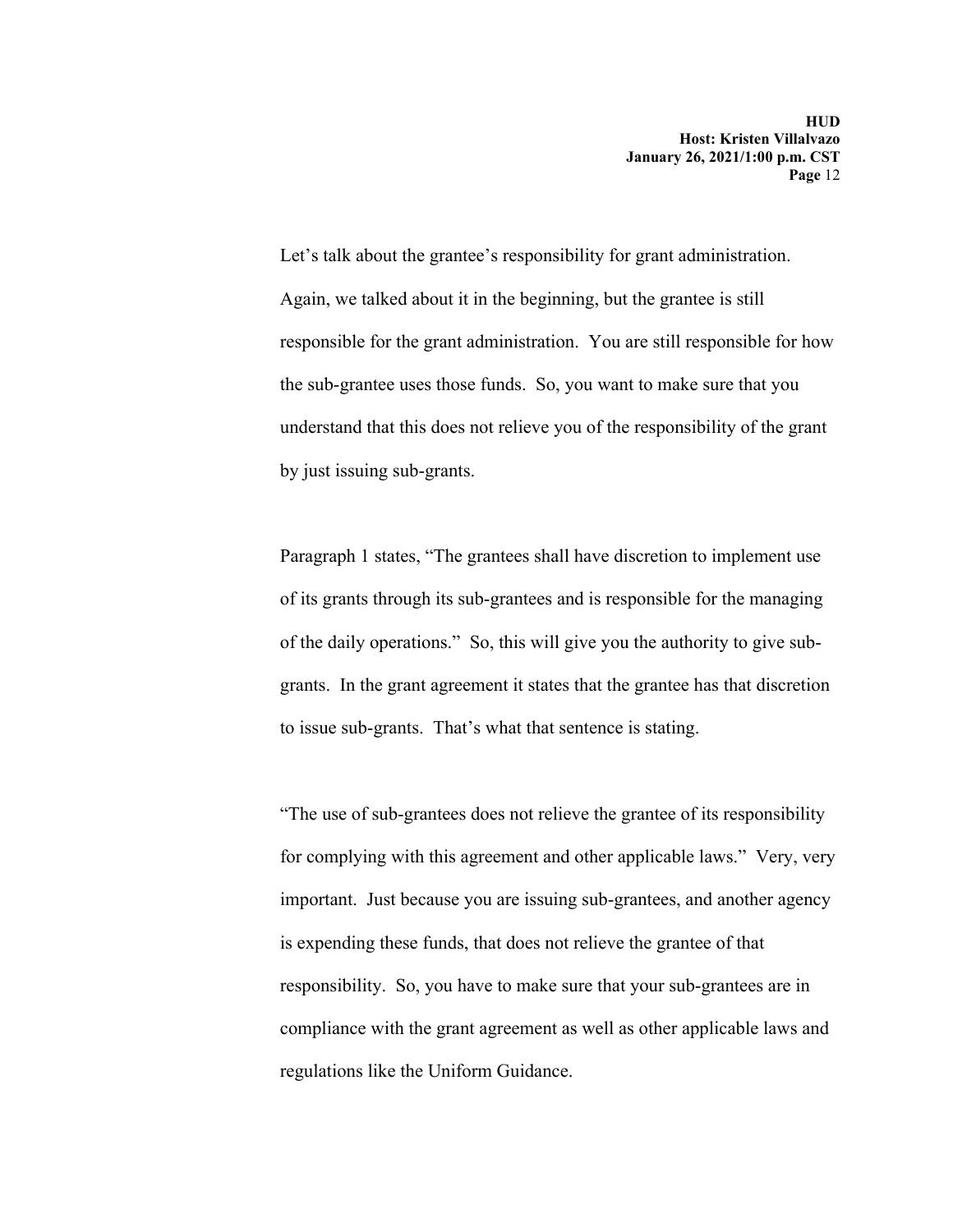Let's talk about the grantee's responsibility for grant administration. Again, we talked about it in the beginning, but the grantee is still responsible for the grant administration. You are still responsible for how the sub-grantee uses those funds. So, you want to make sure that you understand that this does not relieve you of the responsibility of the grant by just issuing sub-grants.

Paragraph 1 states, "The grantees shall have discretion to implement use of its grants through its sub-grantees and is responsible for the managing of the daily operations." So, this will give you the authority to give sub-grants. In the grant agreement it states that the grantee has that discretion to issue sub-grants. That's what that sentence is stating.

"The use of sub-grantees does not relieve the grantee of its responsibility for complying with this agreement and other applicable laws." Very, very important. Just because you are issuing sub-grantees, and another agency is expending these funds, that does not relieve the grantee of that responsibility. So, you have to make sure that your sub-grantees are in compliance with the grant agreement as well as other applicable laws and regulations like the Uniform Guidance.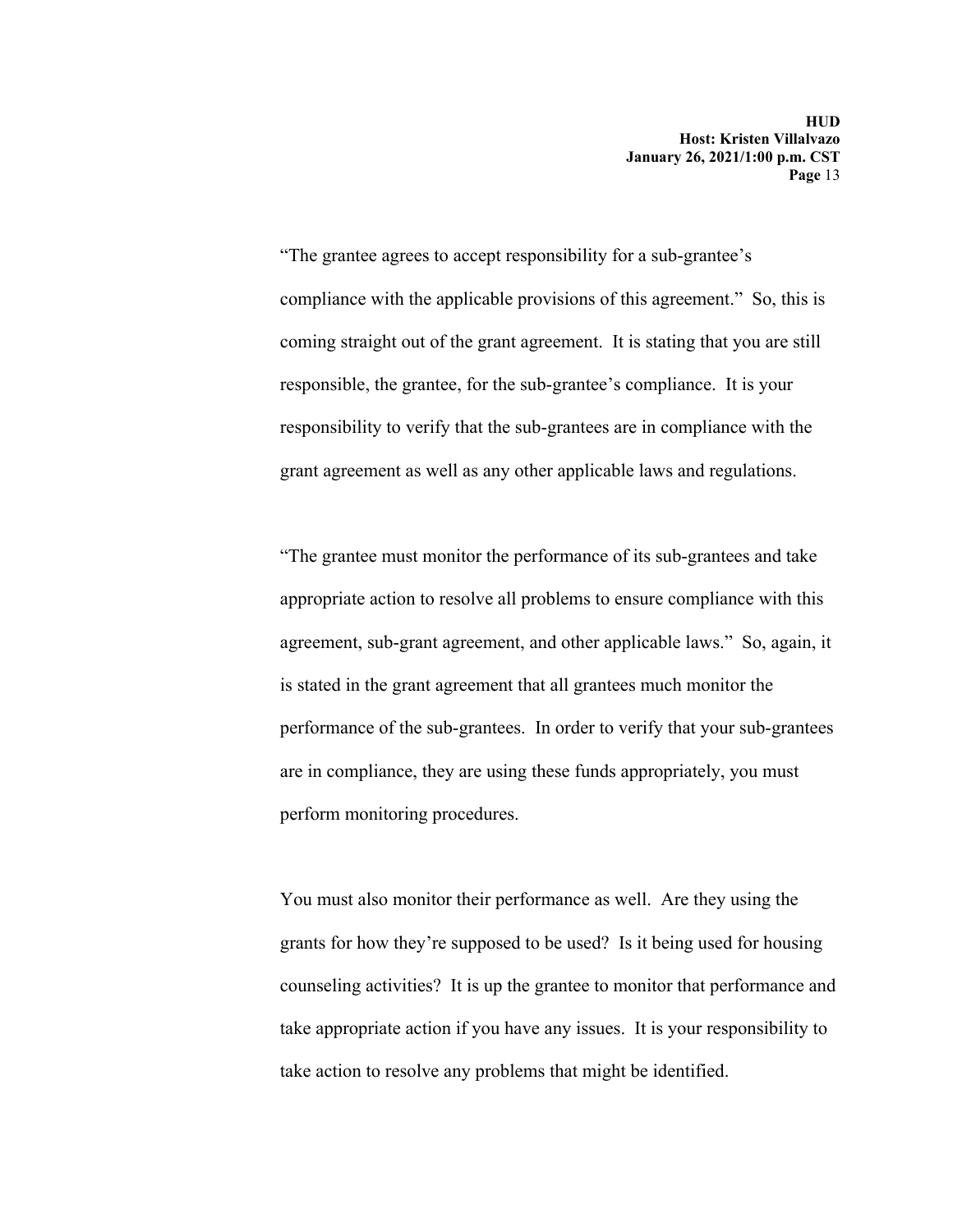"The grantee agrees to accept responsibility for a sub-grantee's compliance with the applicable provisions of this agreement." So, this is coming straight out of the grant agreement. It is stating that you are still responsible, the grantee, for the sub-grantee's compliance. It is your responsibility to verify that the sub-grantees are in compliance with the grant agreement as well as any other applicable laws and regulations.

"The grantee must monitor the performance of its sub-grantees and take appropriate action to resolve all problems to ensure compliance with this agreement, sub-grant agreement, and other applicable laws." So, again, it is stated in the grant agreement that all grantees much monitor the performance of the sub-grantees. In order to verify that your sub-grantees are in compliance, they are using these funds appropriately, you must perform monitoring procedures.

You must also monitor their performance as well. Are they using the grants for how they're supposed to be used? Is it being used for housing counseling activities? It is up the grantee to monitor that performance and take appropriate action if you have any issues. It is your responsibility to take action to resolve any problems that might be identified.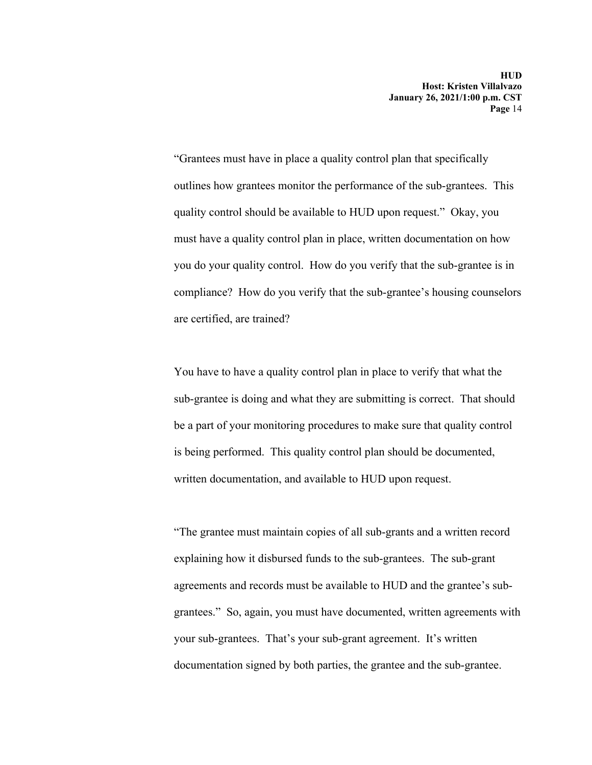"Grantees must have in place a quality control plan that specifically outlines how grantees monitor the performance of the sub-grantees. This quality control should be available to HUD upon request." Okay, you must have a quality control plan in place, written documentation on how you do your quality control. How do you verify that the sub-grantee is in compliance? How do you verify that the sub-grantee's housing counselors are certified, are trained?

You have to have a quality control plan in place to verify that what the sub-grantee is doing and what they are submitting is correct. That should be a part of your monitoring procedures to make sure that quality control is being performed. This quality control plan should be documented, written documentation, and available to HUD upon request.

"The grantee must maintain copies of all sub-grants and a written record explaining how it disbursed funds to the sub-grantees. The sub-grant agreements and records must be available to HUD and the grantee's sub-grantees." So, again, you must have documented, written agreements with your sub-grantees. That's your sub-grant agreement. It's written documentation signed by both parties, the grantee and the sub-grantee.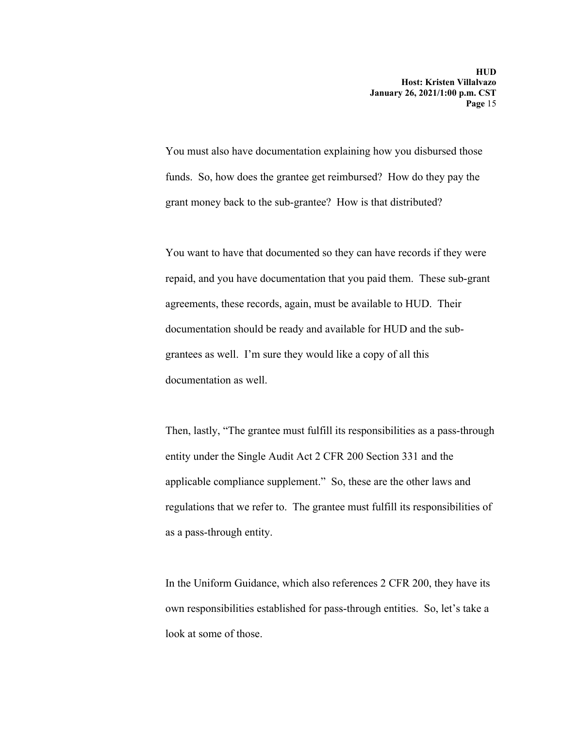You must also have documentation explaining how you disbursed those funds. So, how does the grantee get reimbursed? How do they pay the grant money back to the sub-grantee? How is that distributed?

You want to have that documented so they can have records if they were repaid, and you have documentation that you paid them. These sub-grant agreements, these records, again, must be available to HUD. Their documentation should be ready and available for HUD and the sub-grantees as well. I'm sure they would like a copy of all this documentation as well.

Then, lastly, "The grantee must fulfill its responsibilities as a pass-through entity under the Single Audit Act 2 CFR 200 Section 331 and the applicable compliance supplement." So, these are the other laws and regulations that we refer to. The grantee must fulfill its responsibilities of as a pass-through entity.

In the Uniform Guidance, which also references 2 CFR 200, they have its own responsibilities established for pass-through entities. So, let's take a look at some of those.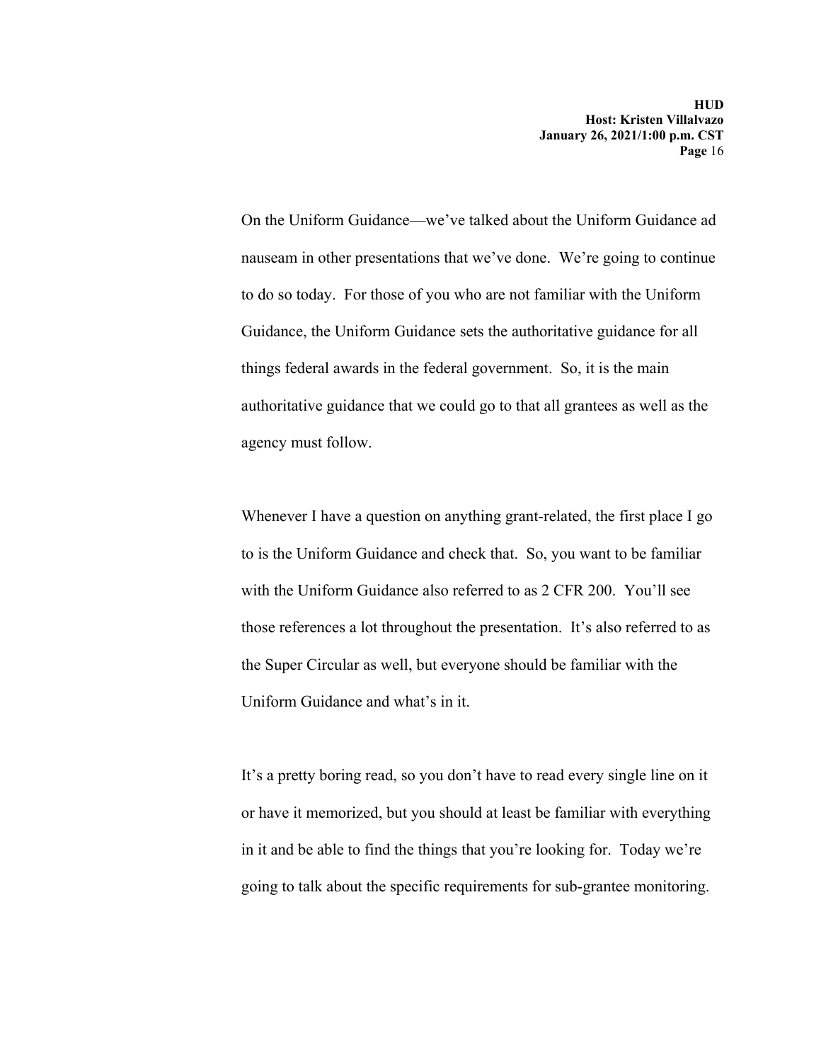On the Uniform Guidance—we've talked about the Uniform Guidance ad nauseam in other presentations that we've done. We're going to continue to do so today. For those of you who are not familiar with the Uniform Guidance, the Uniform Guidance sets the authoritative guidance for all things federal awards in the federal government. So, it is the main authoritative guidance that we could go to that all grantees as well as the agency must follow.

Whenever I have a question on anything grant-related, the first place I go to is the Uniform Guidance and check that. So, you want to be familiar with the Uniform Guidance also referred to as 2 CFR 200. You'll see those references a lot throughout the presentation. It's also referred to as the Super Circular as well, but everyone should be familiar with the Uniform Guidance and what's in it.

It's a pretty boring read, so you don't have to read every single line on it or have it memorized, but you should at least be familiar with everything in it and be able to find the things that you're looking for. Today we're going to talk about the specific requirements for sub-grantee monitoring.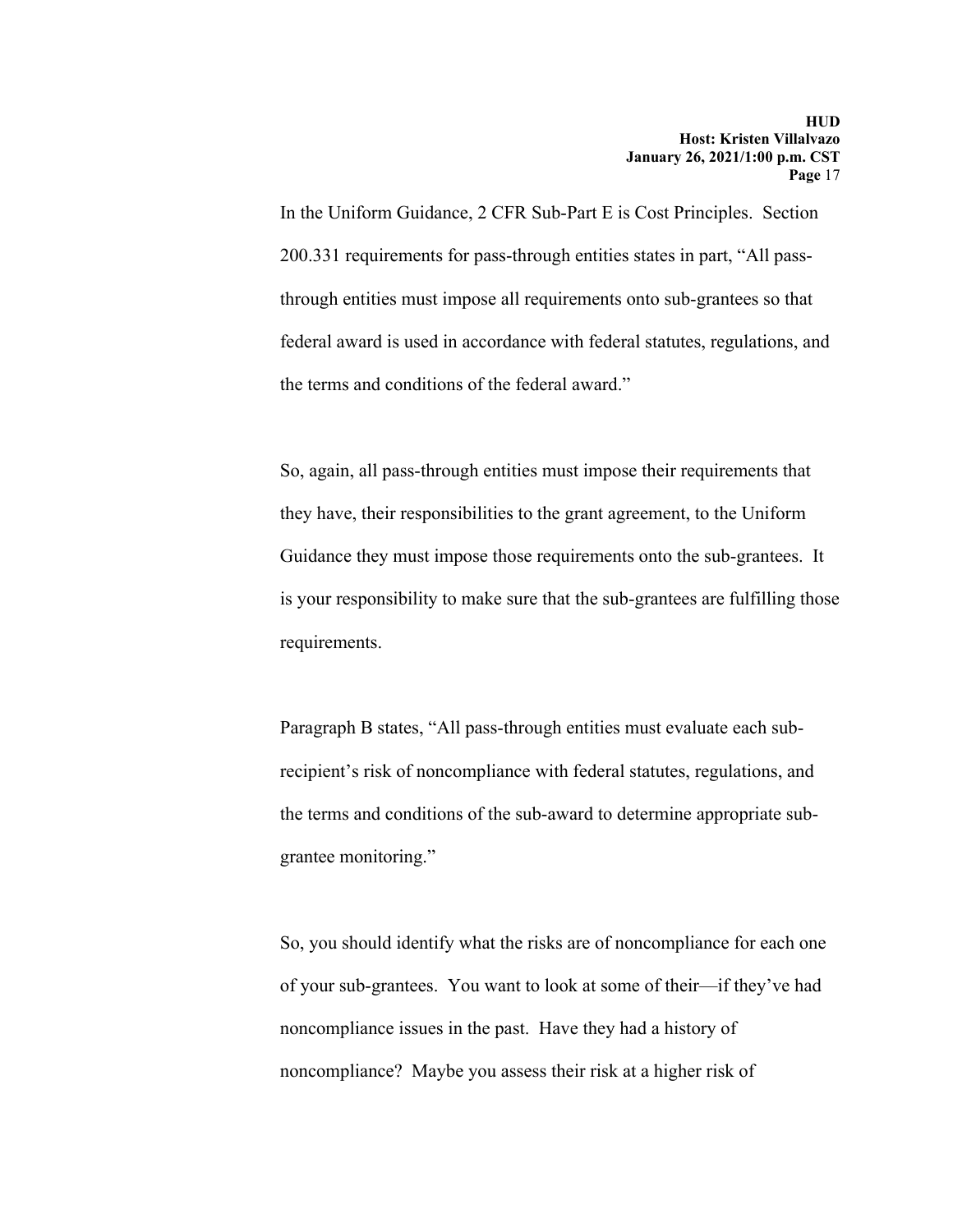In the Uniform Guidance, 2 CFR Sub-Part E is Cost Principles. Section 200.331 requirements for pass-through entities states in part, "All pass-through entities must impose all requirements onto sub-grantees so that federal award is used in accordance with federal statutes, regulations, and the terms and conditions of the federal award."

So, again, all pass-through entities must impose their requirements that they have, their responsibilities to the grant agreement, to the Uniform Guidance they must impose those requirements onto the sub-grantees. It is your responsibility to make sure that the sub-grantees are fulfilling those requirements.

Paragraph B states, "All pass-through entities must evaluate each sub-recipient's risk of noncompliance with federal statutes, regulations, and the terms and conditions of the sub-award to determine appropriate sub-grantee monitoring."

So, you should identify what the risks are of noncompliance for each one of your sub-grantees. You want to look at some of their—if they've had noncompliance issues in the past. Have they had a history of noncompliance? Maybe you assess their risk at a higher risk of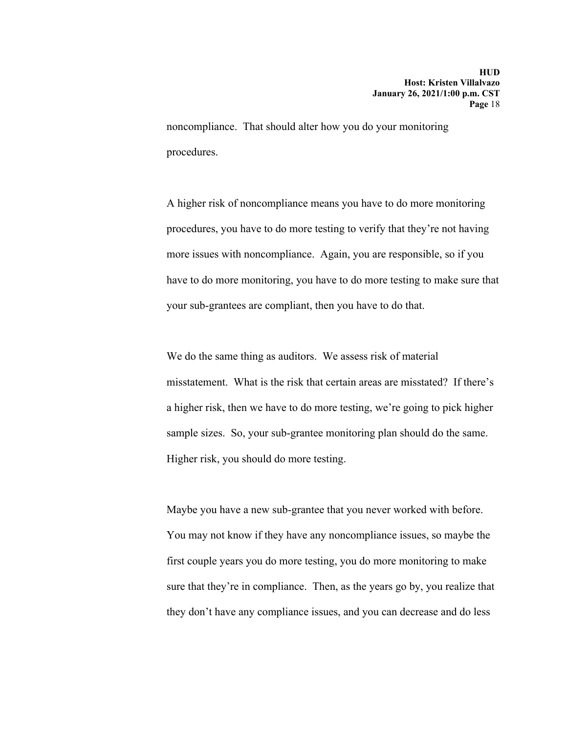noncompliance. That should alter how you do your monitoring procedures.

A higher risk of noncompliance means you have to do more monitoring procedures, you have to do more testing to verify that they're not having more issues with noncompliance. Again, you are responsible, so if you have to do more monitoring, you have to do more testing to make sure that your sub-grantees are compliant, then you have to do that.

We do the same thing as auditors. We assess risk of material misstatement. What is the risk that certain areas are misstated? If there's a higher risk, then we have to do more testing, we're going to pick higher sample sizes. So, your sub-grantee monitoring plan should do the same. Higher risk, you should do more testing.

Maybe you have a new sub-grantee that you never worked with before. You may not know if they have any noncompliance issues, so maybe the first couple years you do more testing, you do more monitoring to make sure that they're in compliance. Then, as the years go by, you realize that they don't have any compliance issues, and you can decrease and do less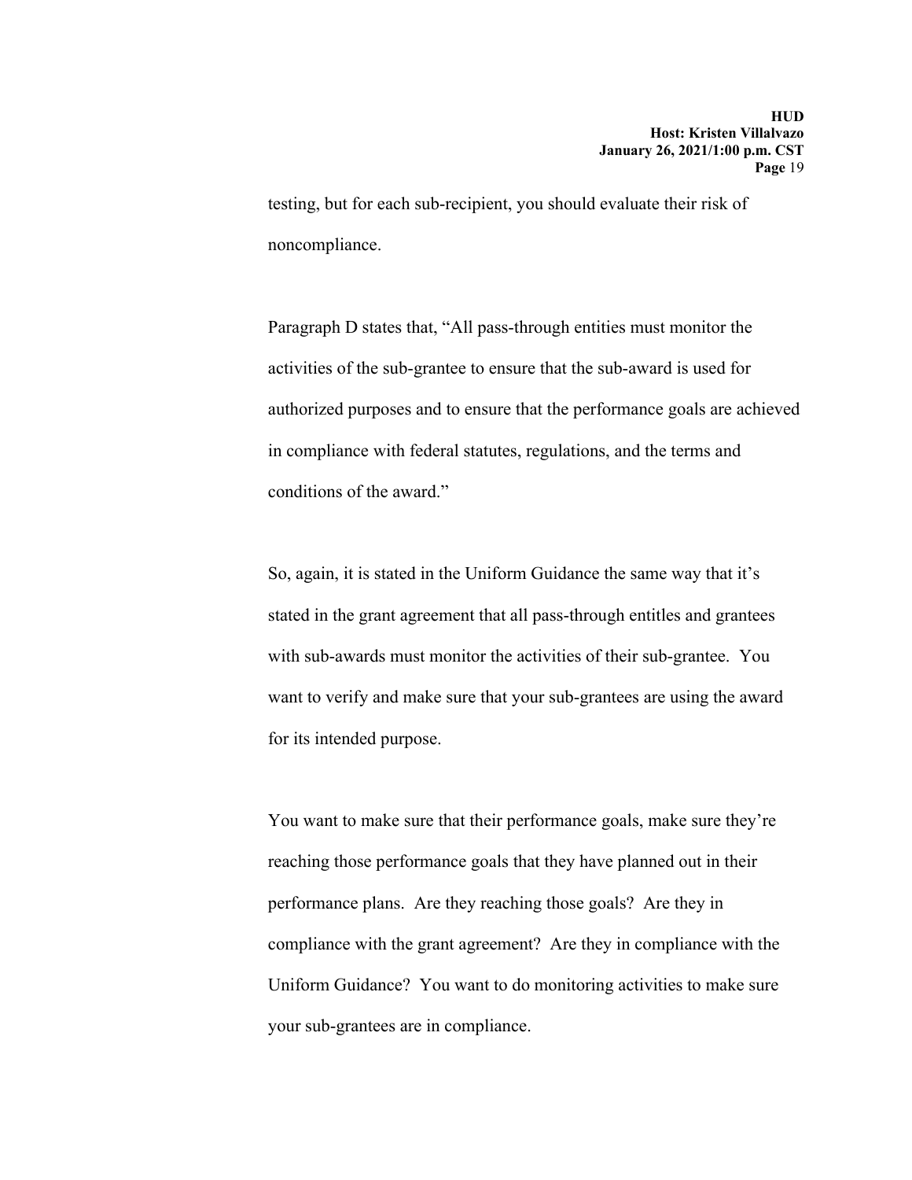testing, but for each sub-recipient, you should evaluate their risk of noncompliance.

Paragraph D states that, "All pass-through entities must monitor the activities of the sub-grantee to ensure that the sub-award is used for authorized purposes and to ensure that the performance goals are achieved in compliance with federal statutes, regulations, and the terms and conditions of the award."

So, again, it is stated in the Uniform Guidance the same way that it's stated in the grant agreement that all pass-through entitles and grantees with sub-awards must monitor the activities of their sub-grantee. You want to verify and make sure that your sub-grantees are using the award for its intended purpose.

You want to make sure that their performance goals, make sure they're reaching those performance goals that they have planned out in their performance plans. Are they reaching those goals? Are they in compliance with the grant agreement? Are they in compliance with the Uniform Guidance? You want to do monitoring activities to make sure your sub-grantees are in compliance.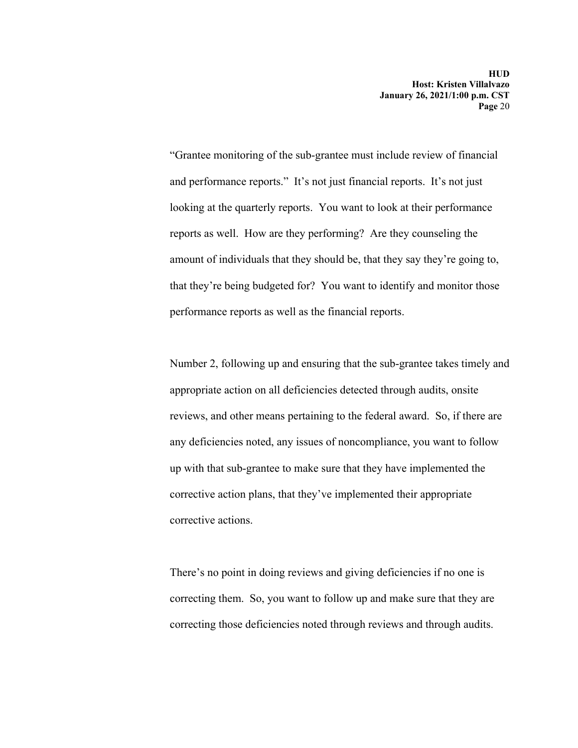"Grantee monitoring of the sub-grantee must include review of financial and performance reports." It's not just financial reports. It's not just looking at the quarterly reports. You want to look at their performance reports as well. How are they performing? Are they counseling the amount of individuals that they should be, that they say they're going to, that they're being budgeted for? You want to identify and monitor those performance reports as well as the financial reports.

Number 2, following up and ensuring that the sub-grantee takes timely and appropriate action on all deficiencies detected through audits, onsite reviews, and other means pertaining to the federal award. So, if there are any deficiencies noted, any issues of noncompliance, you want to follow up with that sub-grantee to make sure that they have implemented the corrective action plans, that they've implemented their appropriate corrective actions.

There's no point in doing reviews and giving deficiencies if no one is correcting them. So, you want to follow up and make sure that they are correcting those deficiencies noted through reviews and through audits.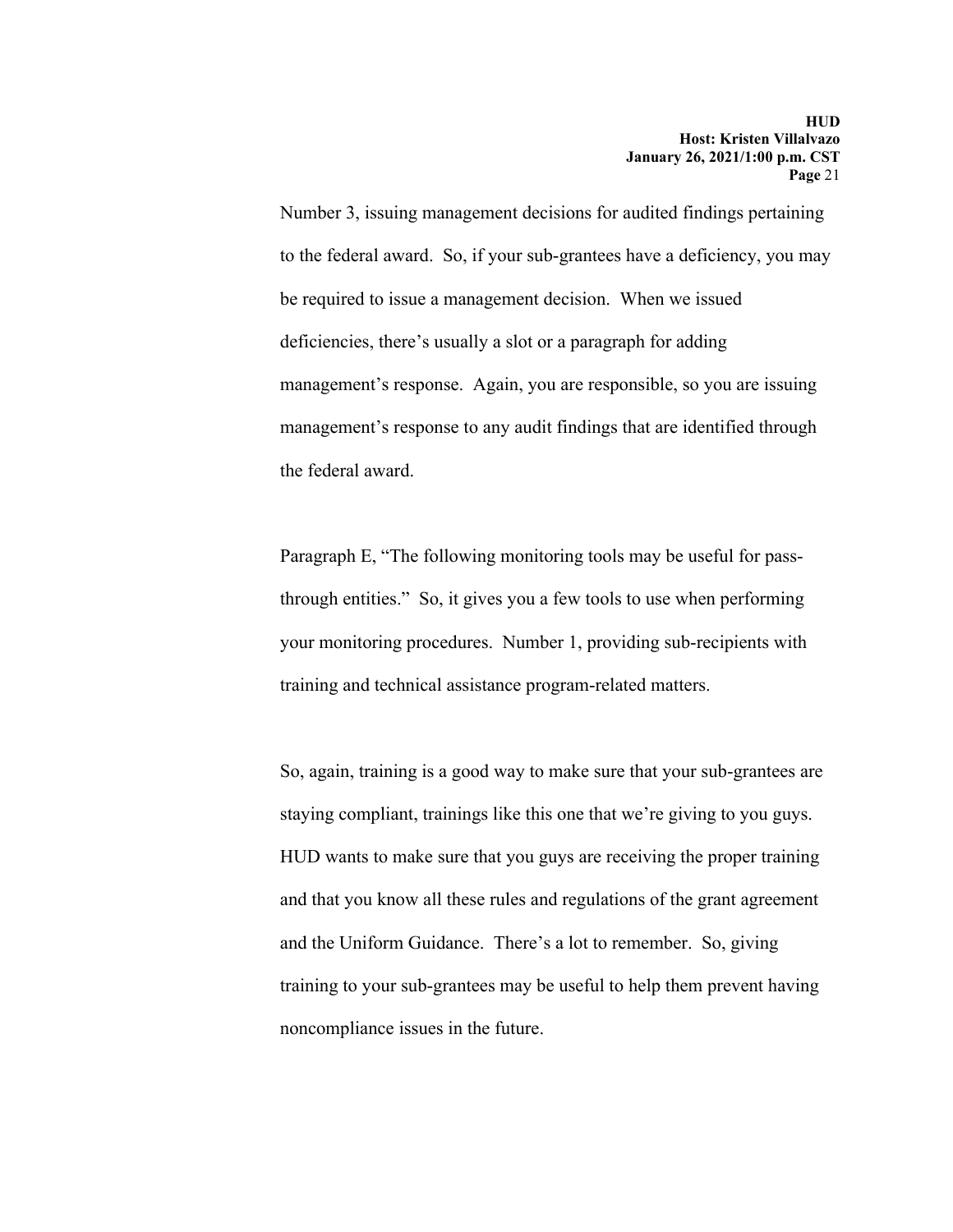Number 3, issuing management decisions for audited findings pertaining to the federal award. So, if your sub-grantees have a deficiency, you may be required to issue a management decision. When we issued deficiencies, there's usually a slot or a paragraph for adding management's response. Again, you are responsible, so you are issuing management's response to any audit findings that are identified through the federal award.

Paragraph E, "The following monitoring tools may be useful for pass-through entities." So, it gives you a few tools to use when performing your monitoring procedures. Number 1, providing sub-recipients with training and technical assistance program-related matters.

So, again, training is a good way to make sure that your sub-grantees are staying compliant, trainings like this one that we're giving to you guys. HUD wants to make sure that you guys are receiving the proper training and that you know all these rules and regulations of the grant agreement and the Uniform Guidance. There's a lot to remember. So, giving training to your sub-grantees may be useful to help them prevent having noncompliance issues in the future.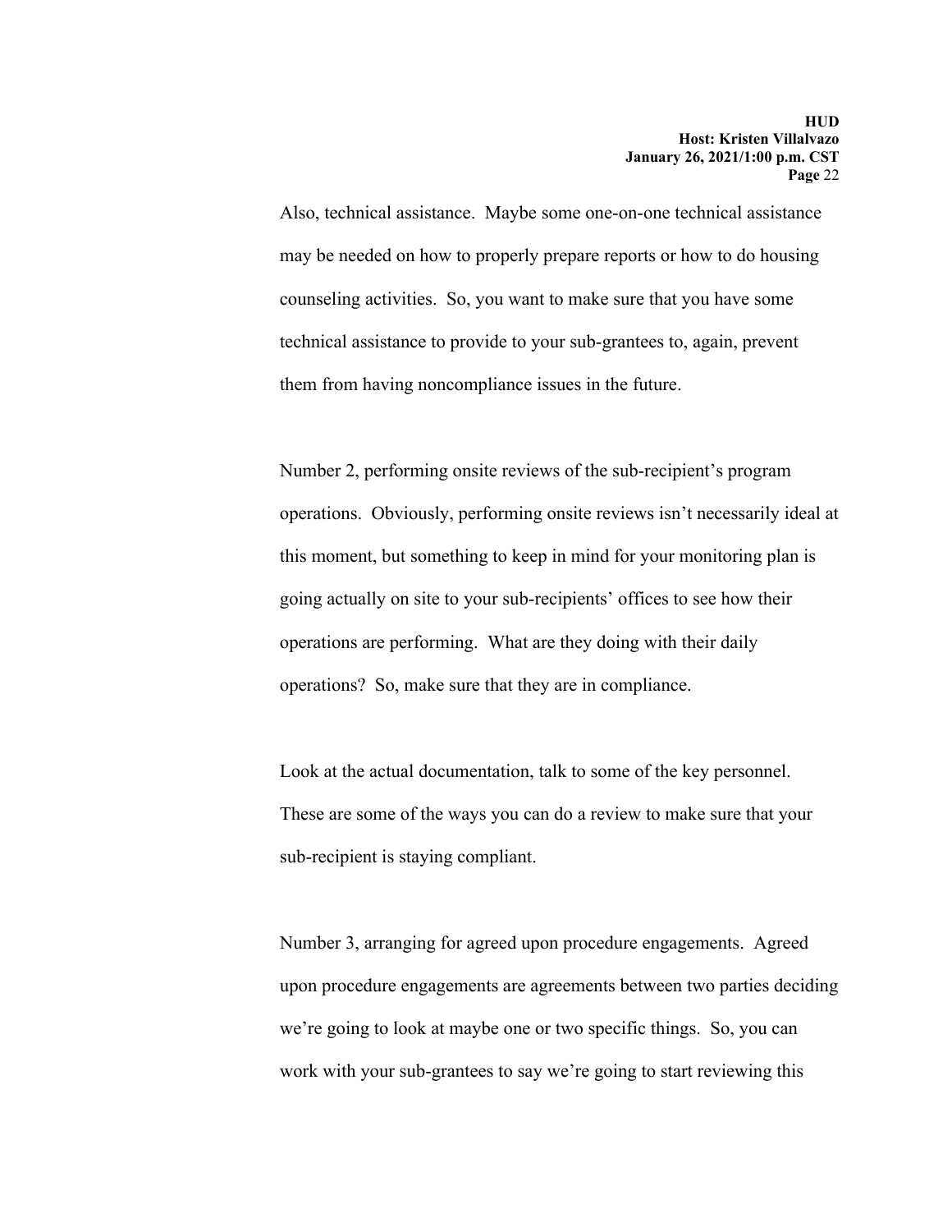Also, technical assistance. Maybe some one-on-one technical assistance may be needed on how to properly prepare reports or how to do housing counseling activities. So, you want to make sure that you have some technical assistance to provide to your sub-grantees to, again, prevent them from having noncompliance issues in the future.

Number 2, performing onsite reviews of the sub-recipient's program operations. Obviously, performing onsite reviews isn't necessarily ideal at this moment, but something to keep in mind for your monitoring plan is going actually on site to your sub-recipients' offices to see how their operations are performing. What are they doing with their daily operations? So, make sure that they are in compliance.

Look at the actual documentation, talk to some of the key personnel. These are some of the ways you can do a review to make sure that your sub-recipient is staying compliant.

Number 3, arranging for agreed upon procedure engagements. Agreed upon procedure engagements are agreements between two parties deciding we're going to look at maybe one or two specific things. So, you can work with your sub-grantees to say we're going to start reviewing this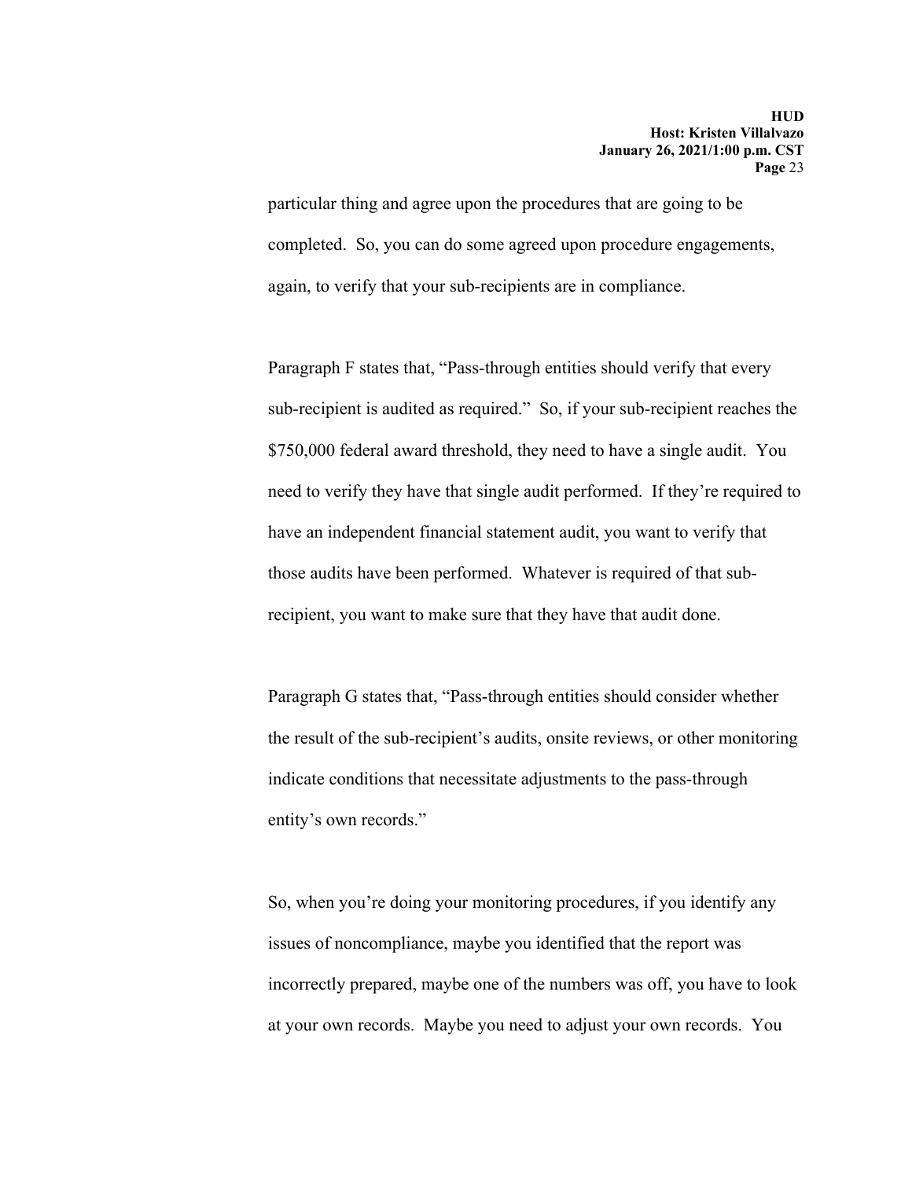particular thing and agree upon the procedures that are going to be completed. So, you can do some agreed upon procedure engagements, again, to verify that your sub-recipients are in compliance.

Paragraph F states that, "Pass-through entities should verify that every sub-recipient is audited as required." So, if your sub-recipient reaches the $750,000 federal award threshold, they need to have a single audit. You need to verify they have that single audit performed. If they're required to have an independent financial statement audit, you want to verify that those audits have been performed. Whatever is required of that sub-recipient, you want to make sure that they have that audit done.

Paragraph G states that, "Pass-through entities should consider whether the result of the sub-recipient's audits, onsite reviews, or other monitoring indicate conditions that necessitate adjustments to the pass-through entity's own records."

So, when you're doing your monitoring procedures, if you identify any issues of noncompliance, maybe you identified that the report was incorrectly prepared, maybe one of the numbers was off, you have to look at your own records. Maybe you need to adjust your own records. You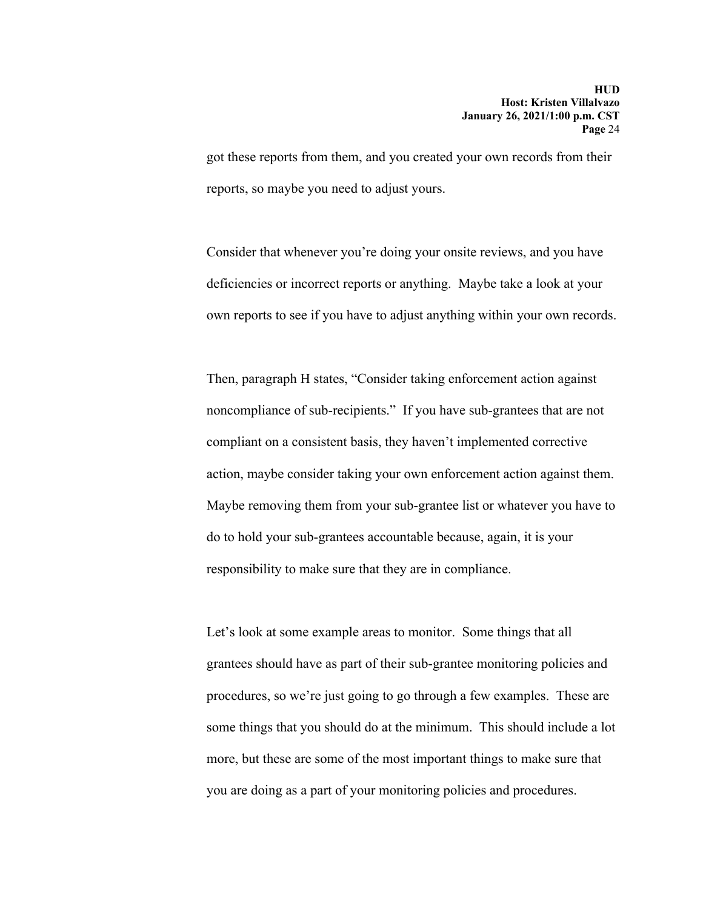got these reports from them, and you created your own records from their reports, so maybe you need to adjust yours.

Consider that whenever you're doing your onsite reviews, and you have deficiencies or incorrect reports or anything. Maybe take a look at your own reports to see if you have to adjust anything within your own records.

Then, paragraph H states, "Consider taking enforcement action against noncompliance of sub-recipients." If you have sub-grantees that are not compliant on a consistent basis, they haven't implemented corrective action, maybe consider taking your own enforcement action against them. Maybe removing them from your sub-grantee list or whatever you have to do to hold your sub-grantees accountable because, again, it is your responsibility to make sure that they are in compliance.

Let's look at some example areas to monitor. Some things that all grantees should have as part of their sub-grantee monitoring policies and procedures, so we're just going to go through a few examples. These are some things that you should do at the minimum. This should include a lot more, but these are some of the most important things to make sure that you are doing as a part of your monitoring policies and procedures.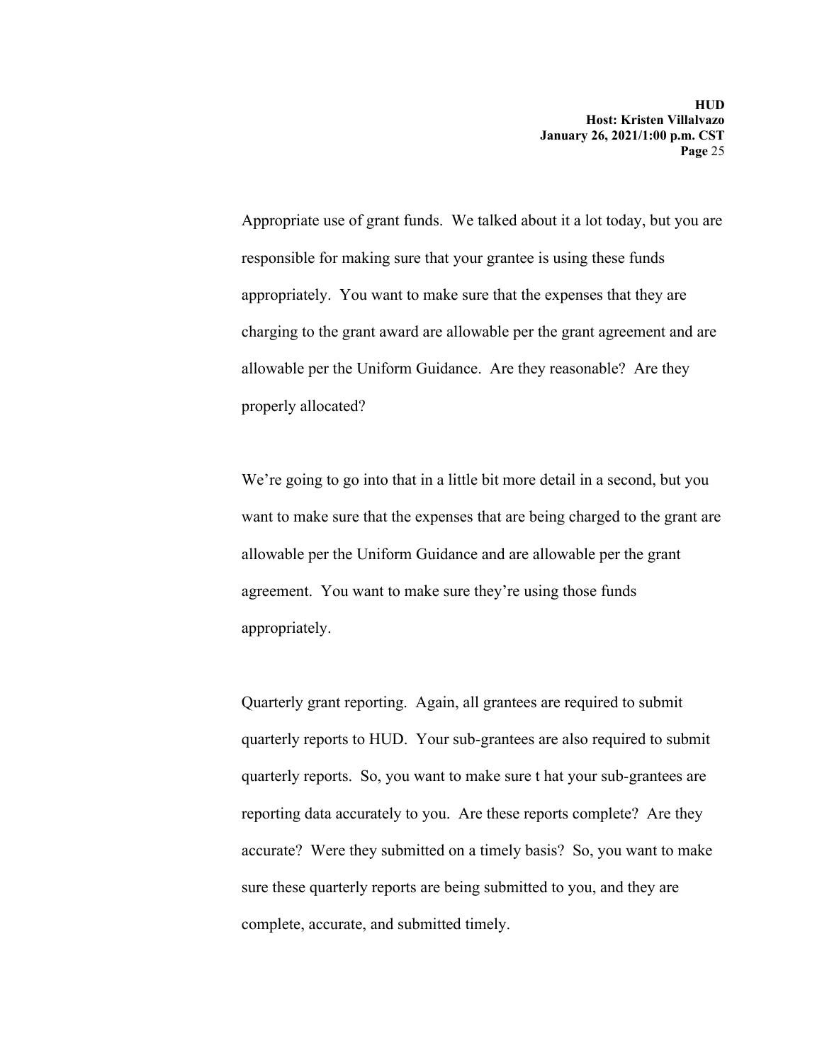Appropriate use of grant funds. We talked about it a lot today, but you are responsible for making sure that your grantee is using these funds appropriately. You want to make sure that the expenses that they are charging to the grant award are allowable per the grant agreement and are allowable per the Uniform Guidance. Are they reasonable? Are they properly allocated?

We're going to go into that in a little bit more detail in a second, but you want to make sure that the expenses that are being charged to the grant are allowable per the Uniform Guidance and are allowable per the grant agreement. You want to make sure they're using those funds appropriately.

Quarterly grant reporting. Again, all grantees are required to submit quarterly reports to HUD. Your sub-grantees are also required to submit quarterly reports. So, you want to make sure t hat your sub-grantees are reporting data accurately to you. Are these reports complete? Are they accurate? Were they submitted on a timely basis? So, you want to make sure these quarterly reports are being submitted to you, and they are complete, accurate, and submitted timely.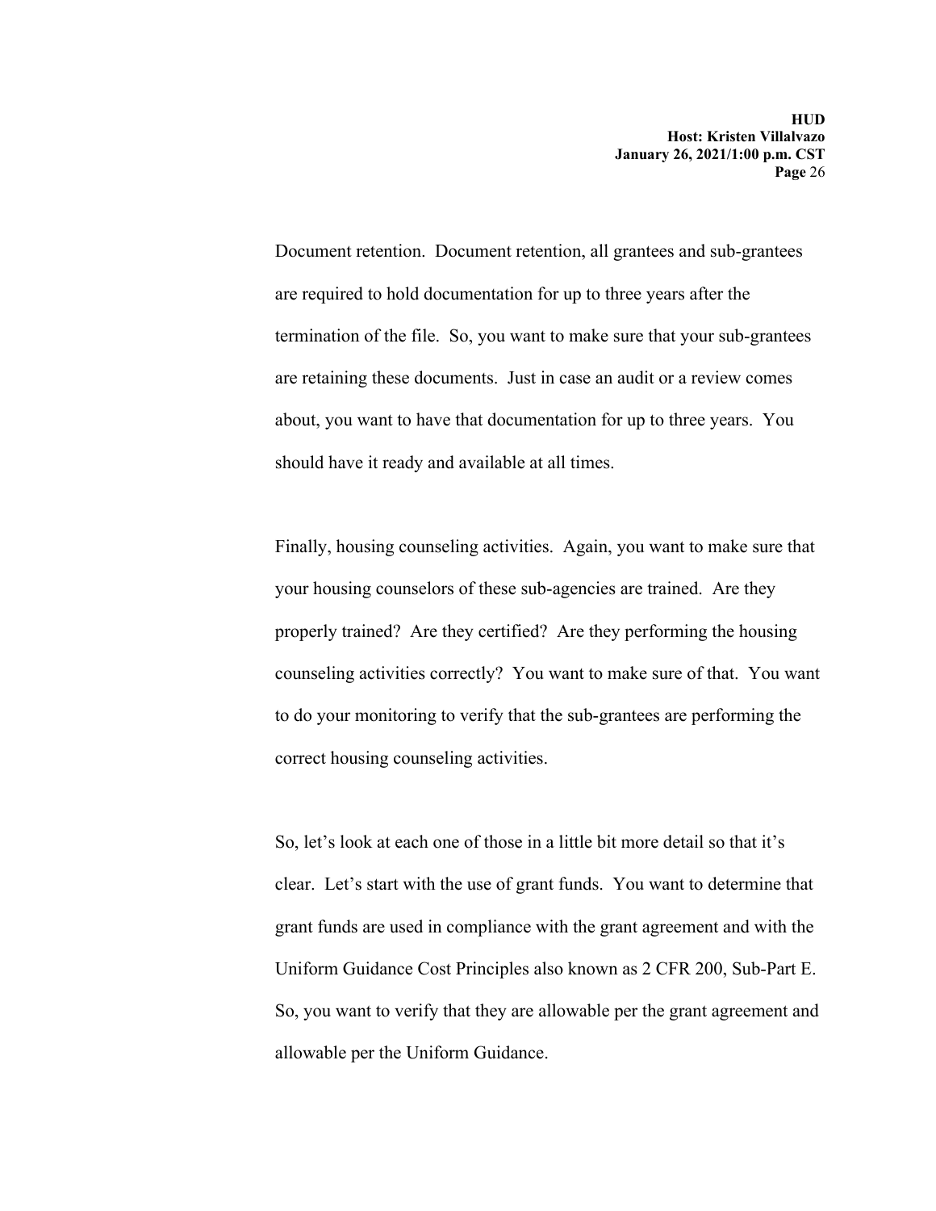Document retention. Document retention, all grantees and sub-grantees are required to hold documentation for up to three years after the termination of the file. So, you want to make sure that your sub-grantees are retaining these documents. Just in case an audit or a review comes about, you want to have that documentation for up to three years. You should have it ready and available at all times.

Finally, housing counseling activities. Again, you want to make sure that your housing counselors of these sub-agencies are trained. Are they properly trained? Are they certified? Are they performing the housing counseling activities correctly? You want to make sure of that. You want to do your monitoring to verify that the sub-grantees are performing the correct housing counseling activities.

So, let's look at each one of those in a little bit more detail so that it's clear. Let's start with the use of grant funds. You want to determine that grant funds are used in compliance with the grant agreement and with the Uniform Guidance Cost Principles also known as 2 CFR 200, Sub-Part E. So, you want to verify that they are allowable per the grant agreement and allowable per the Uniform Guidance.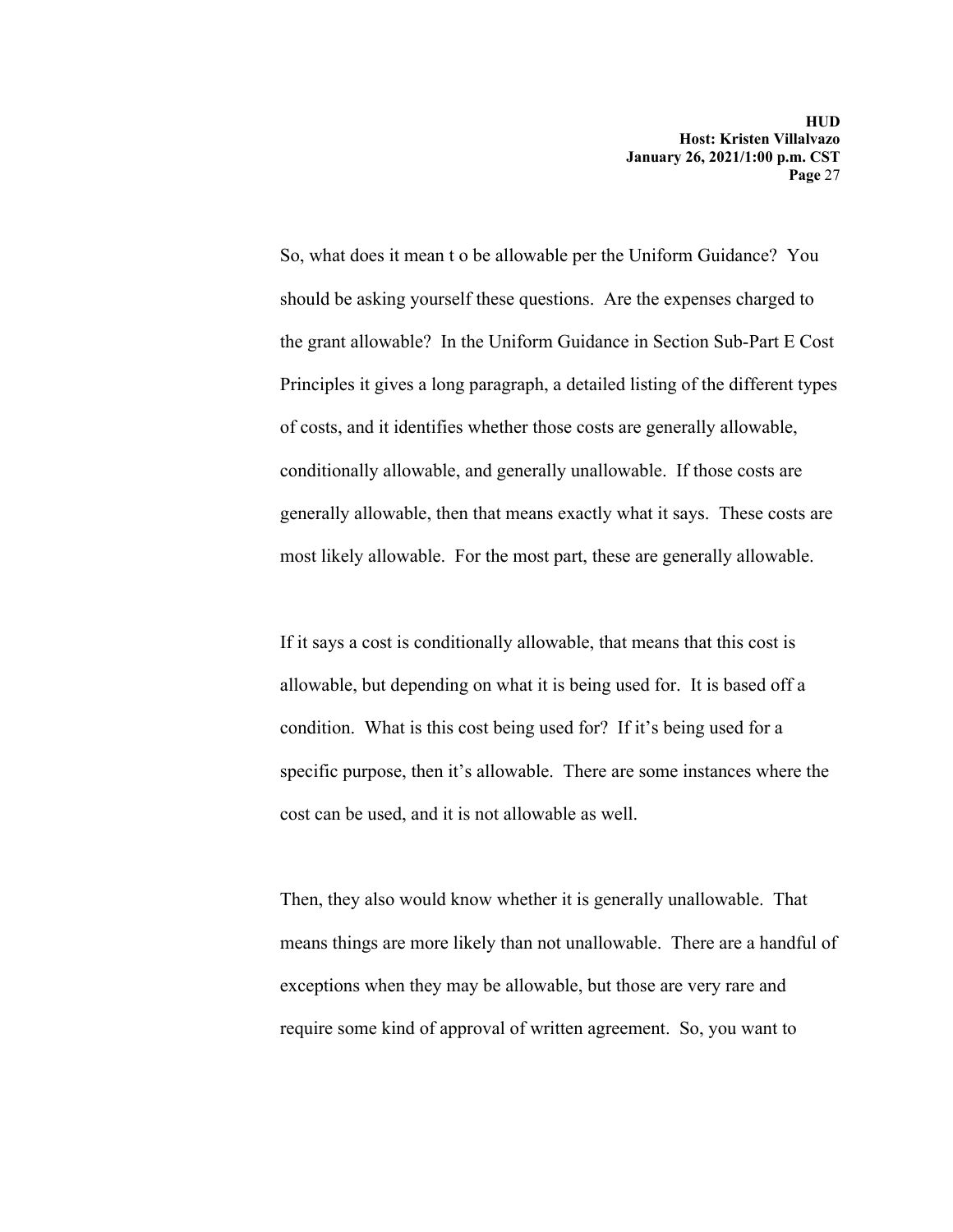So, what does it mean t o be allowable per the Uniform Guidance? You should be asking yourself these questions. Are the expenses charged to the grant allowable? In the Uniform Guidance in Section Sub-Part E Cost Principles it gives a long paragraph, a detailed listing of the different types of costs, and it identifies whether those costs are generally allowable, conditionally allowable, and generally unallowable. If those costs are generally allowable, then that means exactly what it says. These costs are most likely allowable. For the most part, these are generally allowable.

If it says a cost is conditionally allowable, that means that this cost is allowable, but depending on what it is being used for. It is based off a condition. What is this cost being used for? If it's being used for a specific purpose, then it's allowable. There are some instances where the cost can be used, and it is not allowable as well.

Then, they also would know whether it is generally unallowable. That means things are more likely than not unallowable. There are a handful of exceptions when they may be allowable, but those are very rare and require some kind of approval of written agreement. So, you want to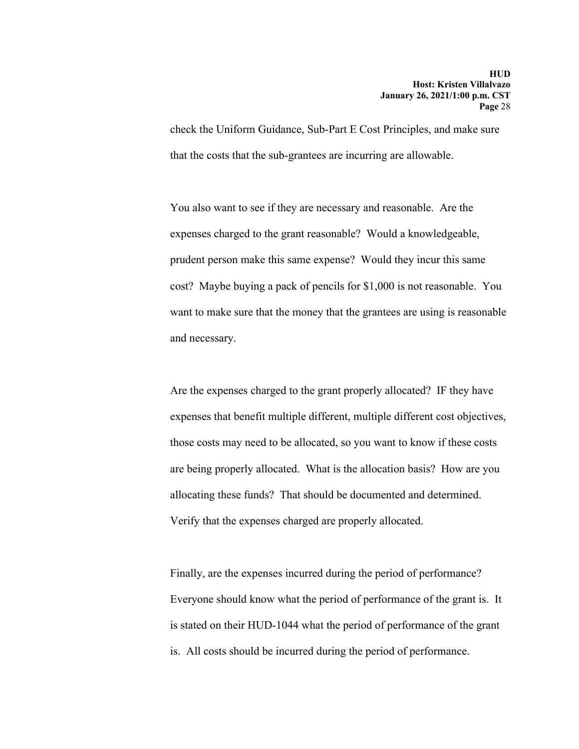check the Uniform Guidance, Sub-Part E Cost Principles, and make sure that the costs that the sub-grantees are incurring are allowable.

You also want to see if they are necessary and reasonable. Are the expenses charged to the grant reasonable? Would a knowledgeable, prudent person make this same expense? Would they incur this same cost? Maybe buying a pack of pencils for $1,000 is not reasonable. You want to make sure that the money that the grantees are using is reasonable and necessary.

Are the expenses charged to the grant properly allocated? IF they have expenses that benefit multiple different, multiple different cost objectives, those costs may need to be allocated, so you want to know if these costs are being properly allocated. What is the allocation basis? How are you allocating these funds? That should be documented and determined. Verify that the expenses charged are properly allocated.

Finally, are the expenses incurred during the period of performance? Everyone should know what the period of performance of the grant is. It is stated on their HUD-1044 what the period of performance of the grant is. All costs should be incurred during the period of performance.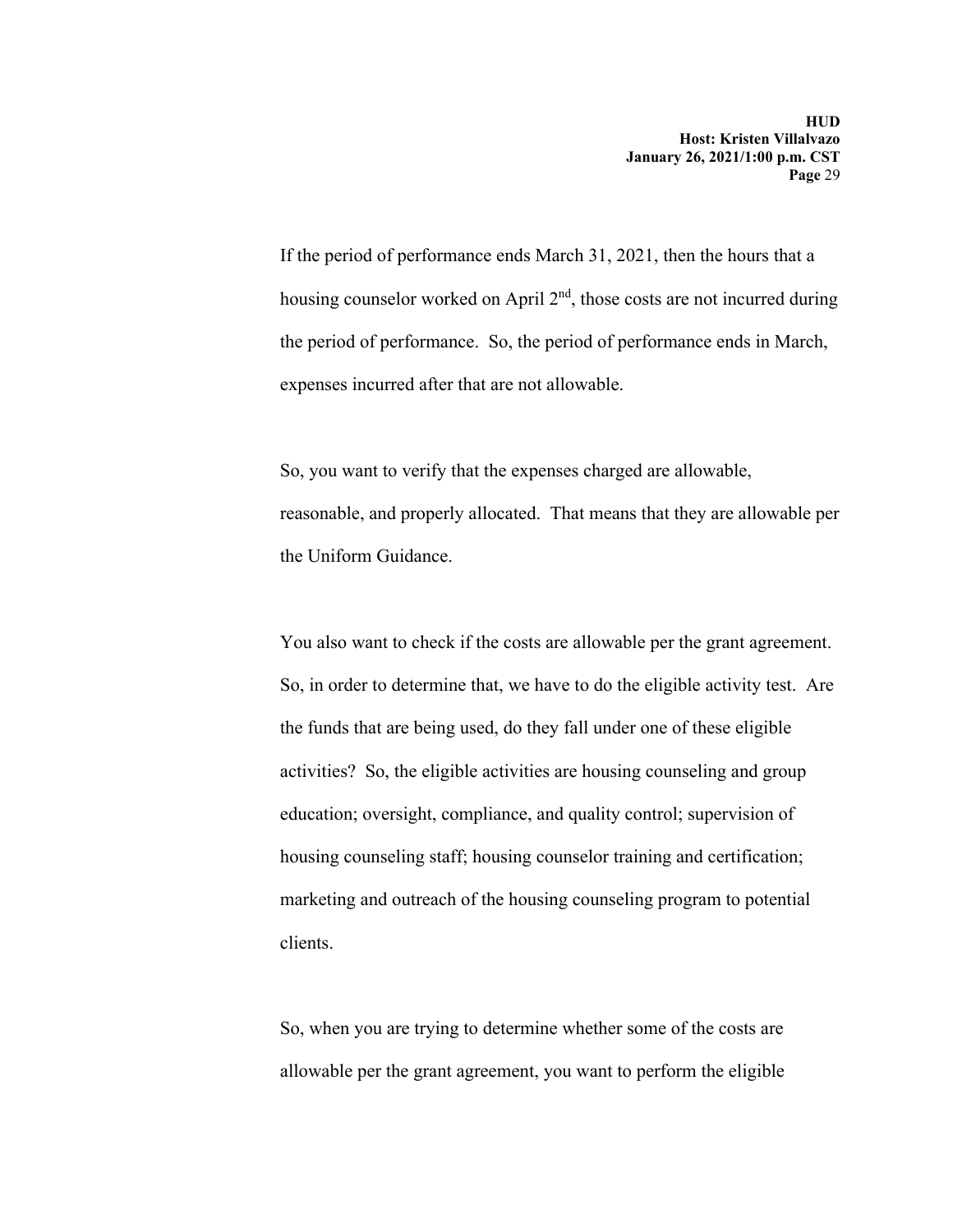If the period of performance ends March 31, 2021, then the hours that a housing counselor worked on April 2nd, those costs are not incurred during the period of performance. So, the period of performance ends in March, expenses incurred after that are not allowable.

So, you want to verify that the expenses charged are allowable, reasonable, and properly allocated. That means that they are allowable per the Uniform Guidance.

You also want to check if the costs are allowable per the grant agreement. So, in order to determine that, we have to do the eligible activity test. Are the funds that are being used, do they fall under one of these eligible activities? So, the eligible activities are housing counseling and group education; oversight, compliance, and quality control; supervision of housing counseling staff; housing counselor training and certification; marketing and outreach of the housing counseling program to potential clients.

So, when you are trying to determine whether some of the costs are allowable per the grant agreement, you want to perform the eligible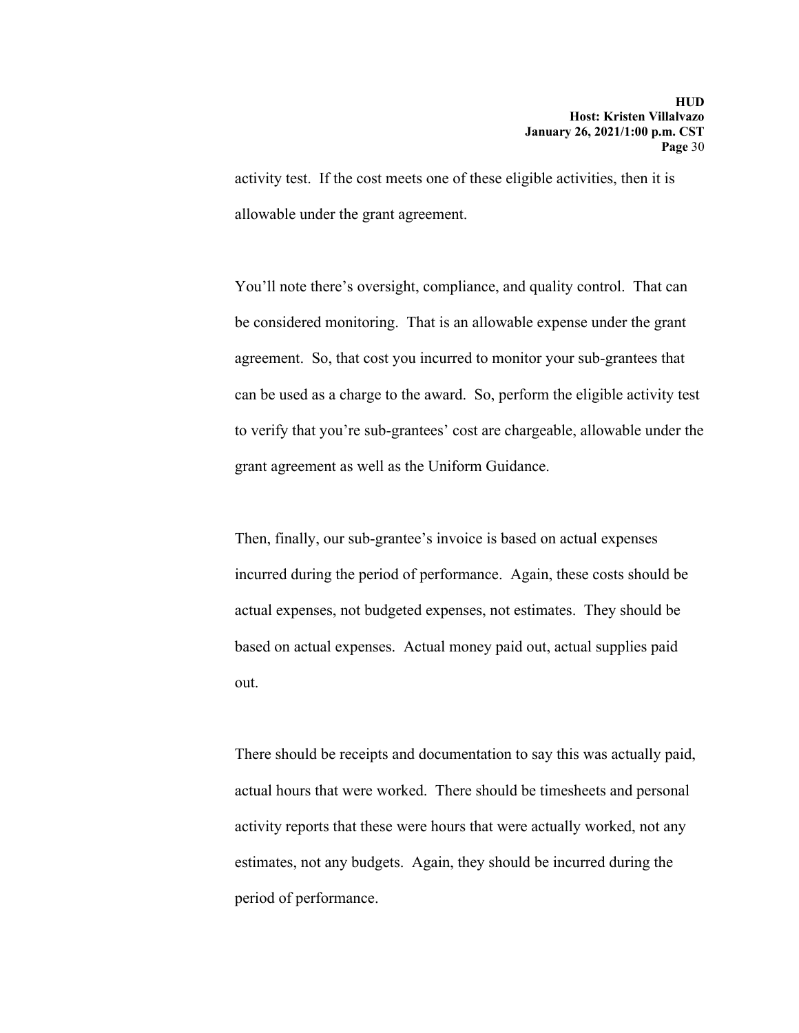activity test. If the cost meets one of these eligible activities, then it is allowable under the grant agreement.

You'll note there's oversight, compliance, and quality control. That can be considered monitoring. That is an allowable expense under the grant agreement. So, that cost you incurred to monitor your sub-grantees that can be used as a charge to the award. So, perform the eligible activity test to verify that you're sub-grantees' cost are chargeable, allowable under the grant agreement as well as the Uniform Guidance.

Then, finally, our sub-grantee's invoice is based on actual expenses incurred during the period of performance. Again, these costs should be actual expenses, not budgeted expenses, not estimates. They should be based on actual expenses. Actual money paid out, actual supplies paid out.

There should be receipts and documentation to say this was actually paid, actual hours that were worked. There should be timesheets and personal activity reports that these were hours that were actually worked, not any estimates, not any budgets. Again, they should be incurred during the period of performance.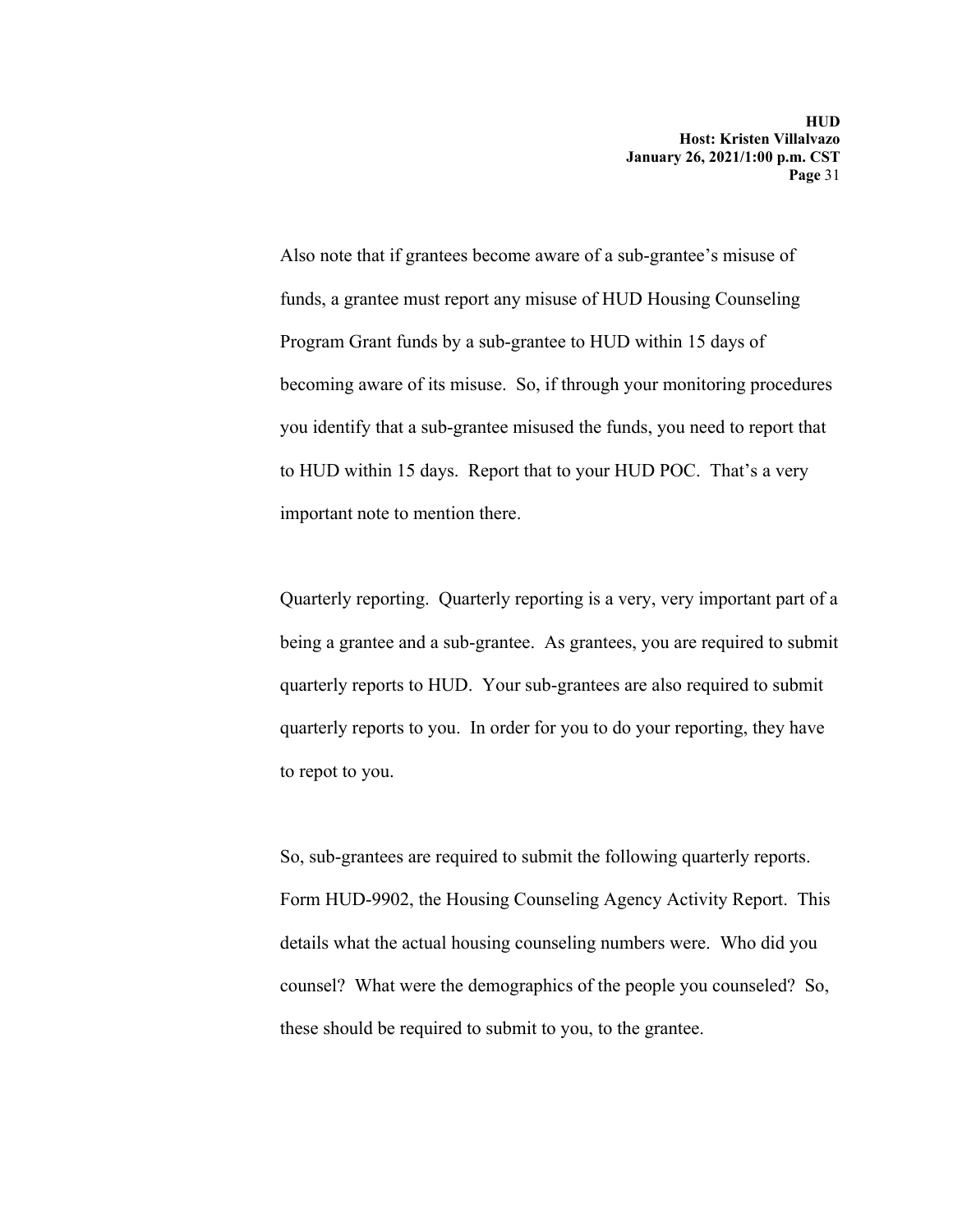Also note that if grantees become aware of a sub-grantee's misuse of funds, a grantee must report any misuse of HUD Housing Counseling Program Grant funds by a sub-grantee to HUD within 15 days of becoming aware of its misuse. So, if through your monitoring procedures you identify that a sub-grantee misused the funds, you need to report that to HUD within 15 days. Report that to your HUD POC. That's a very important note to mention there.

Quarterly reporting. Quarterly reporting is a very, very important part of a being a grantee and a sub-grantee. As grantees, you are required to submit quarterly reports to HUD. Your sub-grantees are also required to submit quarterly reports to you. In order for you to do your reporting, they have to repot to you.

So, sub-grantees are required to submit the following quarterly reports. Form HUD-9902, the Housing Counseling Agency Activity Report. This details what the actual housing counseling numbers were. Who did you counsel? What were the demographics of the people you counseled? So, these should be required to submit to you, to the grantee.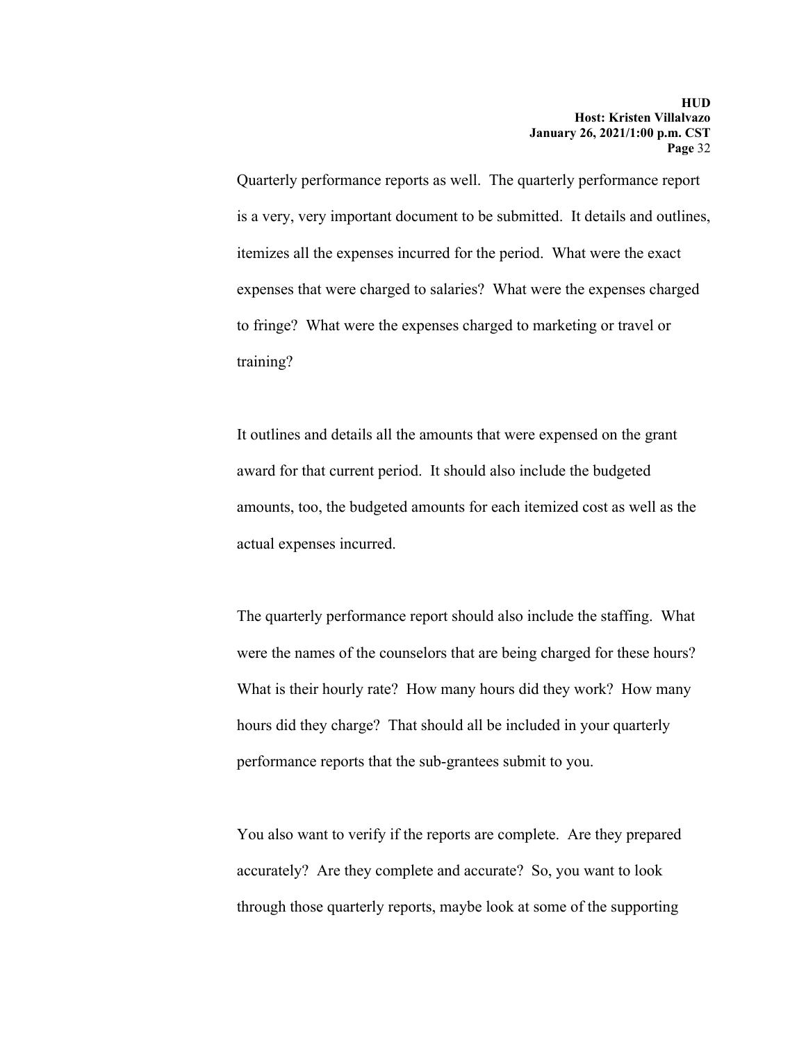Quarterly performance reports as well. The quarterly performance report is a very, very important document to be submitted. It details and outlines, itemizes all the expenses incurred for the period. What were the exact expenses that were charged to salaries? What were the expenses charged to fringe? What were the expenses charged to marketing or travel or training?

It outlines and details all the amounts that were expensed on the grant award for that current period. It should also include the budgeted amounts, too, the budgeted amounts for each itemized cost as well as the actual expenses incurred.

The quarterly performance report should also include the staffing. What were the names of the counselors that are being charged for these hours? What is their hourly rate? How many hours did they work? How many hours did they charge? That should all be included in your quarterly performance reports that the sub-grantees submit to you.

You also want to verify if the reports are complete. Are they prepared accurately? Are they complete and accurate? So, you want to look through those quarterly reports, maybe look at some of the supporting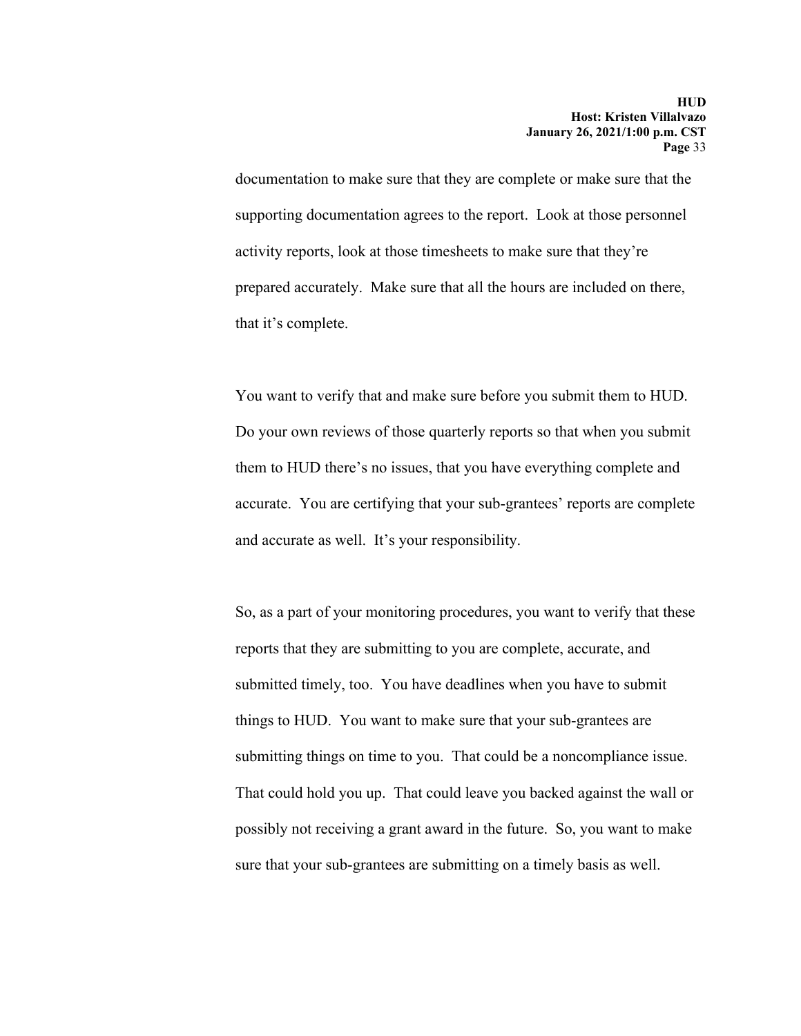documentation to make sure that they are complete or make sure that the supporting documentation agrees to the report. Look at those personnel activity reports, look at those timesheets to make sure that they're prepared accurately. Make sure that all the hours are included on there, that it's complete.

You want to verify that and make sure before you submit them to HUD. Do your own reviews of those quarterly reports so that when you submit them to HUD there's no issues, that you have everything complete and accurate. You are certifying that your sub-grantees' reports are complete and accurate as well. It's your responsibility.

So, as a part of your monitoring procedures, you want to verify that these reports that they are submitting to you are complete, accurate, and submitted timely, too. You have deadlines when you have to submit things to HUD. You want to make sure that your sub-grantees are submitting things on time to you. That could be a noncompliance issue. That could hold you up. That could leave you backed against the wall or possibly not receiving a grant award in the future. So, you want to make sure that your sub-grantees are submitting on a timely basis as well.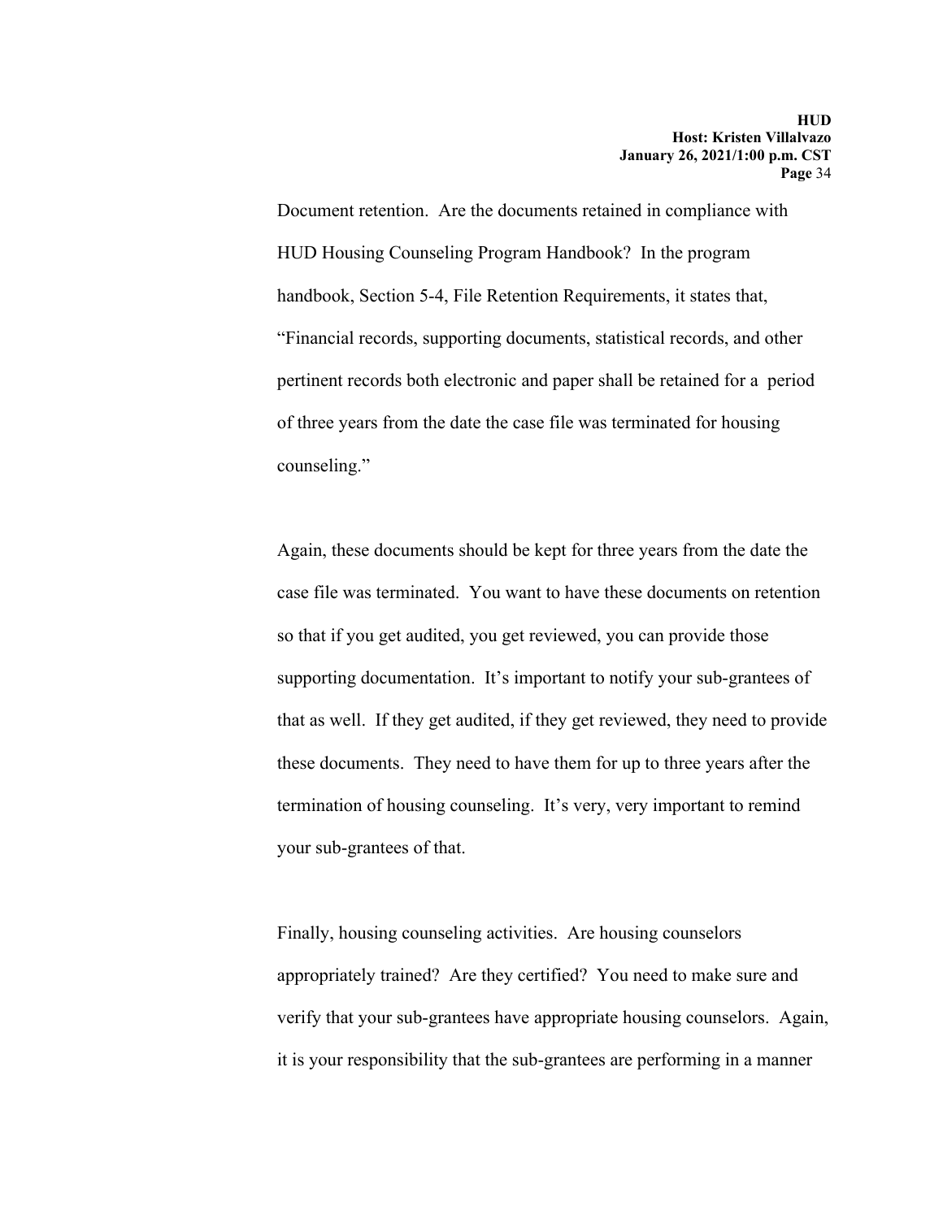Document retention. Are the documents retained in compliance with HUD Housing Counseling Program Handbook? In the program handbook, Section 5-4, File Retention Requirements, it states that, "Financial records, supporting documents, statistical records, and other pertinent records both electronic and paper shall be retained for a period of three years from the date the case file was terminated for housing counseling."

Again, these documents should be kept for three years from the date the case file was terminated. You want to have these documents on retention so that if you get audited, you get reviewed, you can provide those supporting documentation. It's important to notify your sub-grantees of that as well. If they get audited, if they get reviewed, they need to provide these documents. They need to have them for up to three years after the termination of housing counseling. It's very, very important to remind your sub-grantees of that.

Finally, housing counseling activities. Are housing counselors appropriately trained? Are they certified? You need to make sure and verify that your sub-grantees have appropriate housing counselors. Again, it is your responsibility that the sub-grantees are performing in a manner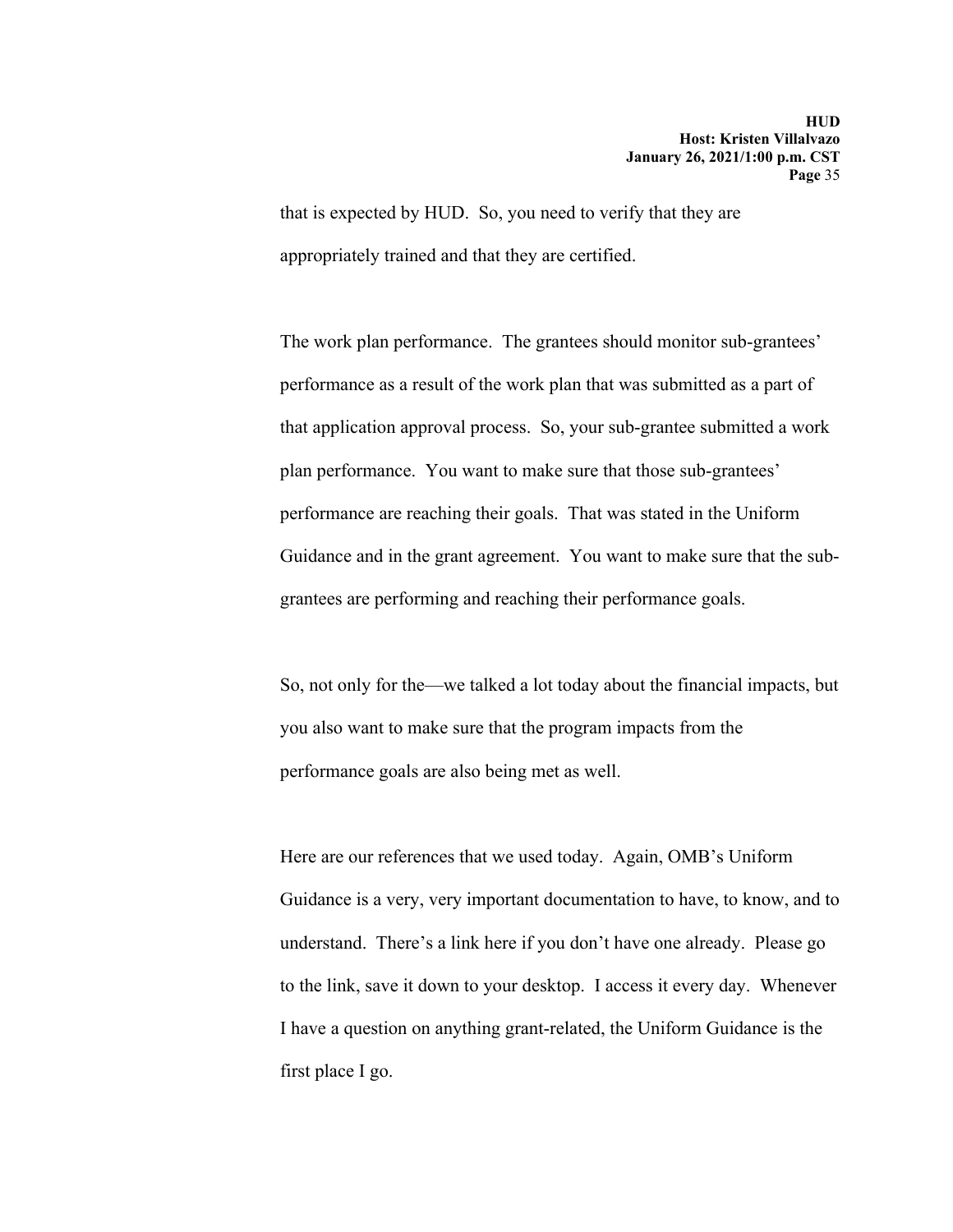that is expected by HUD. So, you need to verify that they are appropriately trained and that they are certified.

The work plan performance. The grantees should monitor sub-grantees' performance as a result of the work plan that was submitted as a part of that application approval process. So, your sub-grantee submitted a work plan performance. You want to make sure that those sub-grantees' performance are reaching their goals. That was stated in the Uniform Guidance and in the grant agreement. You want to make sure that the sub-grantees are performing and reaching their performance goals.

So, not only for the—we talked a lot today about the financial impacts, but you also want to make sure that the program impacts from the performance goals are also being met as well.

Here are our references that we used today. Again, OMB's Uniform Guidance is a very, very important documentation to have, to know, and to understand. There's a link here if you don't have one already. Please go to the link, save it down to your desktop. I access it every day. Whenever I have a question on anything grant-related, the Uniform Guidance is the first place I go.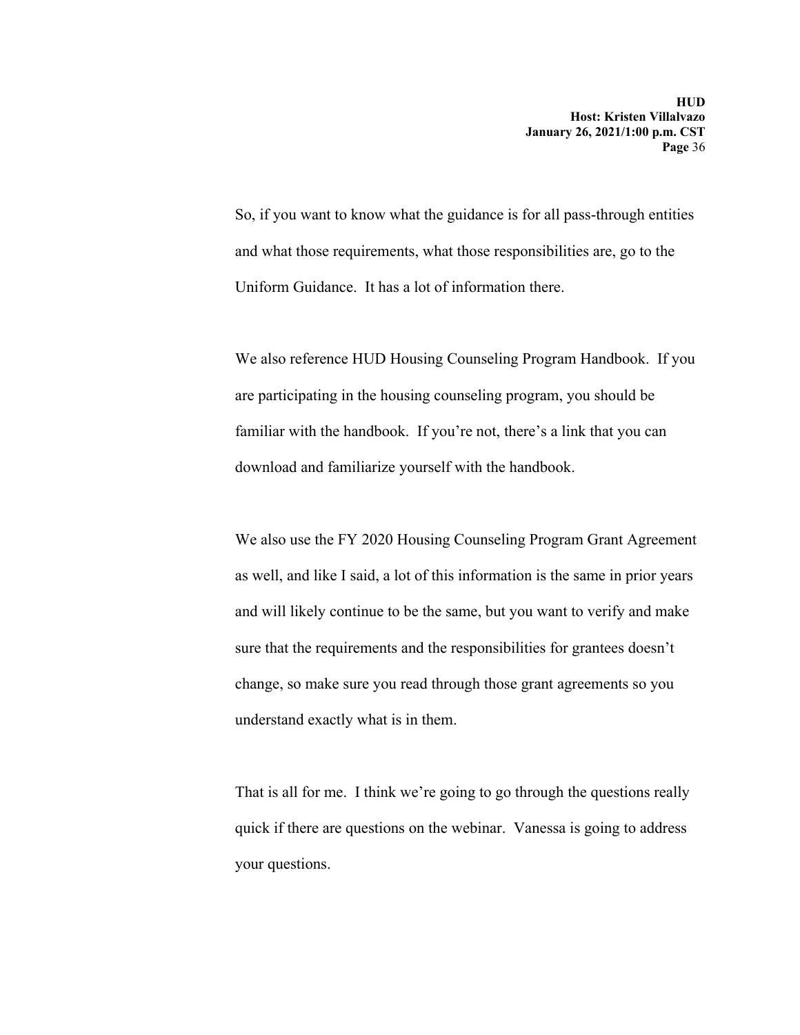So, if you want to know what the guidance is for all pass-through entities and what those requirements, what those responsibilities are, go to the Uniform Guidance. It has a lot of information there.

We also reference HUD Housing Counseling Program Handbook. If you are participating in the housing counseling program, you should be familiar with the handbook. If you're not, there's a link that you can download and familiarize yourself with the handbook.

We also use the FY 2020 Housing Counseling Program Grant Agreement as well, and like I said, a lot of this information is the same in prior years and will likely continue to be the same, but you want to verify and make sure that the requirements and the responsibilities for grantees doesn't change, so make sure you read through those grant agreements so you understand exactly what is in them.

That is all for me. I think we're going to go through the questions really quick if there are questions on the webinar. Vanessa is going to address your questions.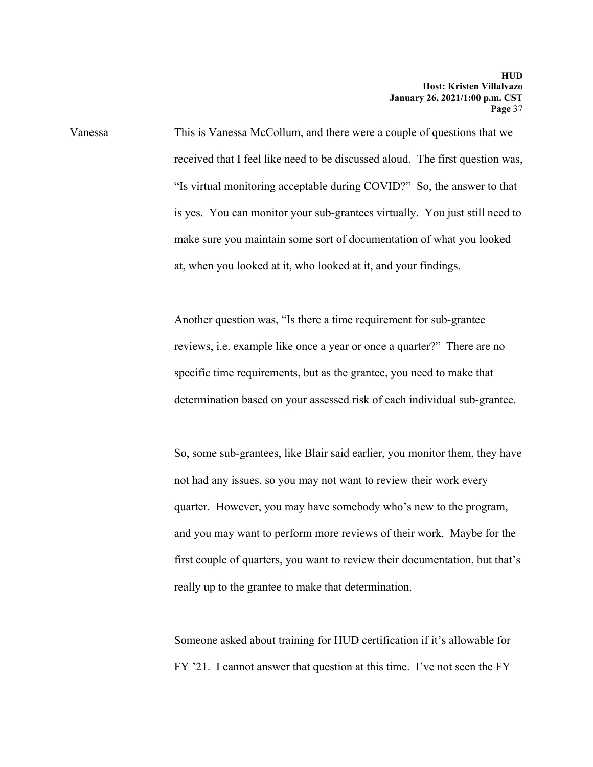Vanessa This is Vanessa McCollum, and there were a couple of questions that we received that I feel like need to be discussed aloud. The first question was, "Is virtual monitoring acceptable during COVID?" So, the answer to that is yes. You can monitor your sub-grantees virtually. You just still need to make sure you maintain some sort of documentation of what you looked at, when you looked at it, who looked at it, and your findings.

Another question was, "Is there a time requirement for sub-grantee reviews, i.e. example like once a year or once a quarter?" There are no specific time requirements, but as the grantee, you need to make that determination based on your assessed risk of each individual sub-grantee.

So, some sub-grantees, like Blair said earlier, you monitor them, they have not had any issues, so you may not want to review their work every quarter. However, you may have somebody who's new to the program, and you may want to perform more reviews of their work. Maybe for the first couple of quarters, you want to review their documentation, but that's really up to the grantee to make that determination.

Someone asked about training for HUD certification if it's allowable for FY '21. I cannot answer that question at this time. I've not seen the FY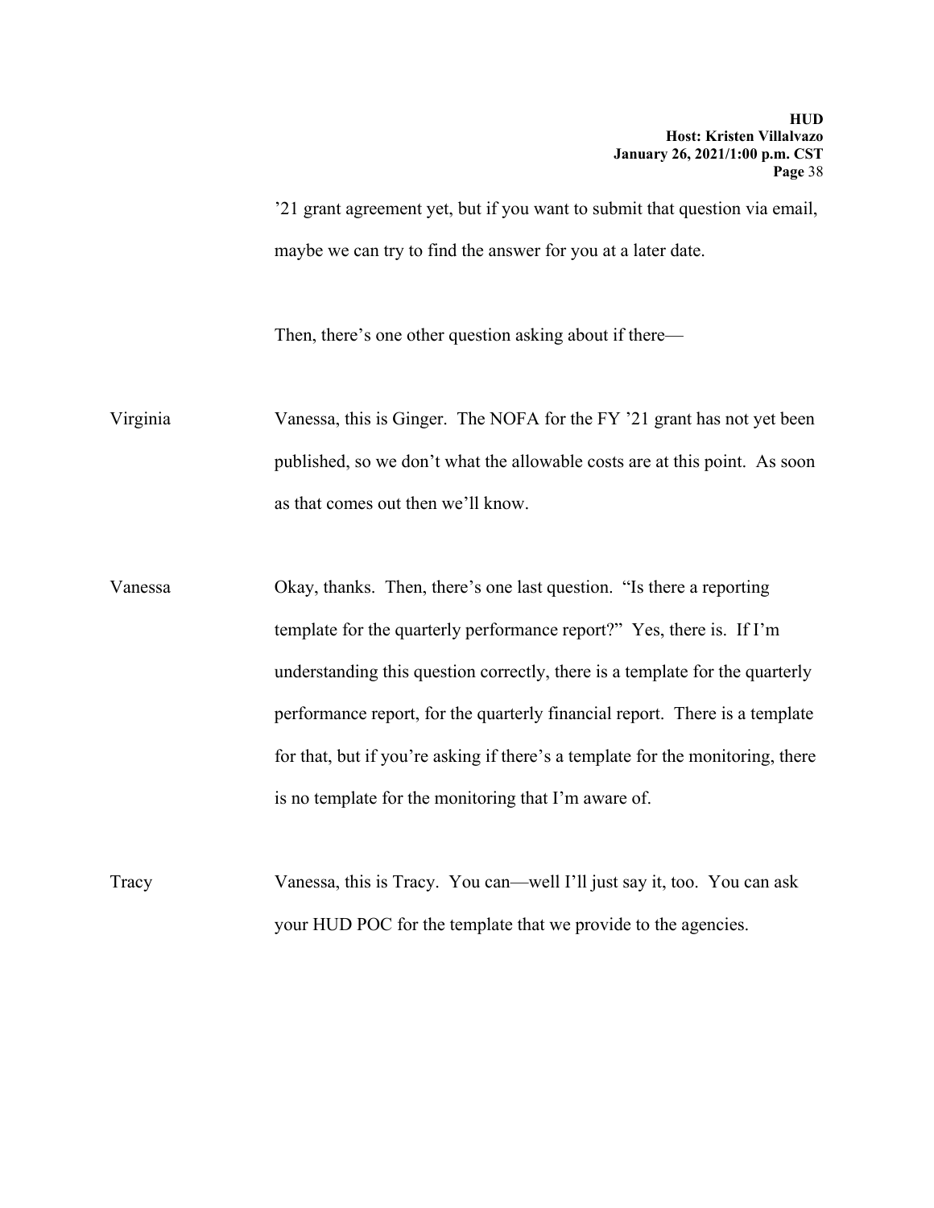’21 grant agreement yet, but if you want to submit that question via email, maybe we can try to find the answer for you at a later date.

Then, there’s one other question asking about if there—

Virginia: Vanessa, this is Ginger. The NOFA for the FY ’21 grant has not yet been published, so we don’t what the allowable costs are at this point. As soon as that comes out then we’ll know.

Vanessa: Okay, thanks. Then, there’s one last question. “Is there a reporting template for the quarterly performance report?” Yes, there is. If I’m understanding this question correctly, there is a template for the quarterly performance report, for the quarterly financial report. There is a template for that, but if you’re asking if there’s a template for the monitoring, there is no template for the monitoring that I’m aware of.

Tracy: Vanessa, this is Tracy. You can—well I’ll just say it, too. You can ask your HUD POC for the template that we provide to the agencies.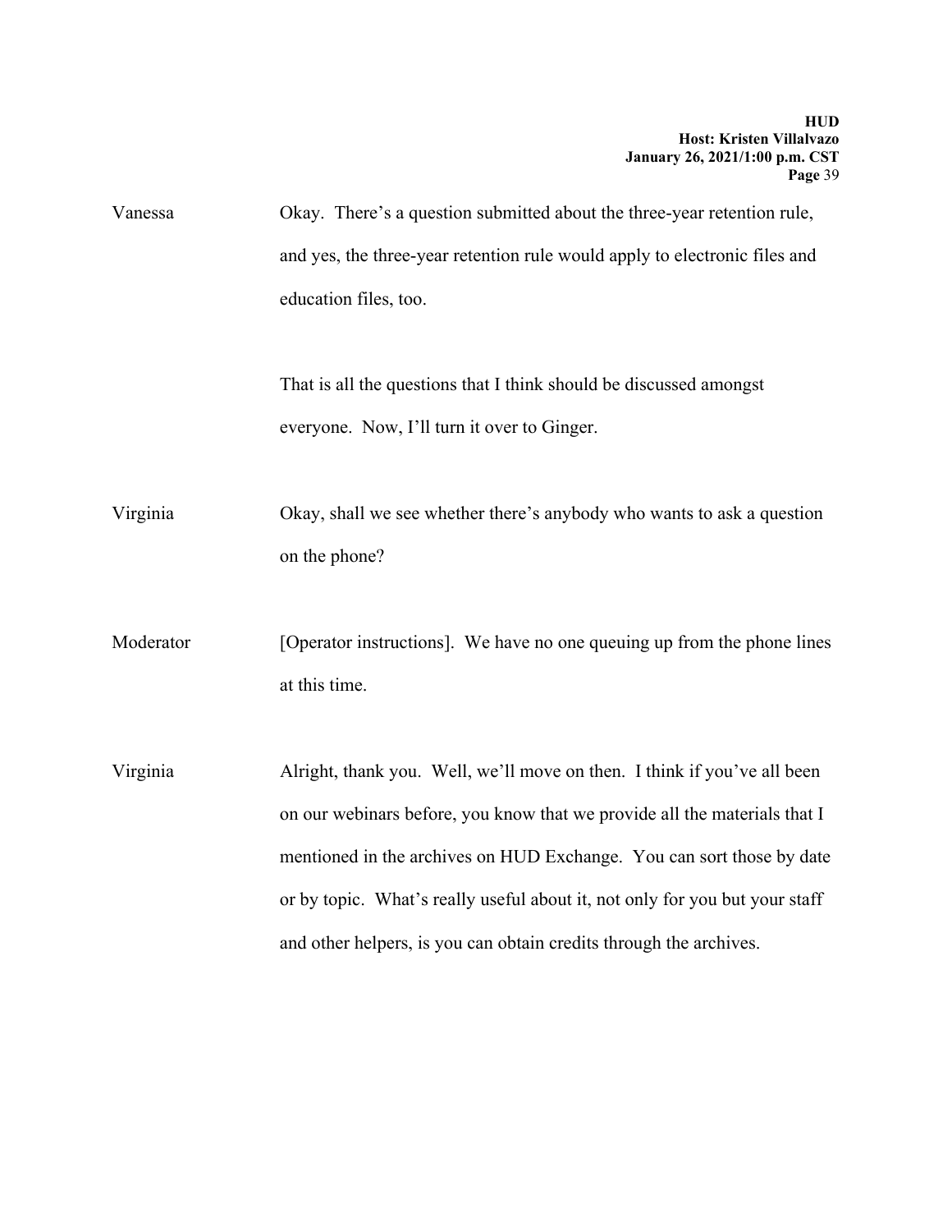Vanessa Okay. There's a question submitted about the three-year retention rule, and yes, the three-year retention rule would apply to electronic files and education files, too.

That is all the questions that I think should be discussed amongst everyone. Now, I'll turn it over to Ginger.

Virginia Okay, shall we see whether there's anybody who wants to ask a question on the phone?

Moderator [Operator instructions]. We have no one queuing up from the phone lines at this time.

Virginia Alright, thank you. Well, we'll move on then. I think if you've all been on our webinars before, you know that we provide all the materials that I mentioned in the archives on HUD Exchange. You can sort those by date or by topic. What's really useful about it, not only for you but your staff and other helpers, is you can obtain credits through the archives.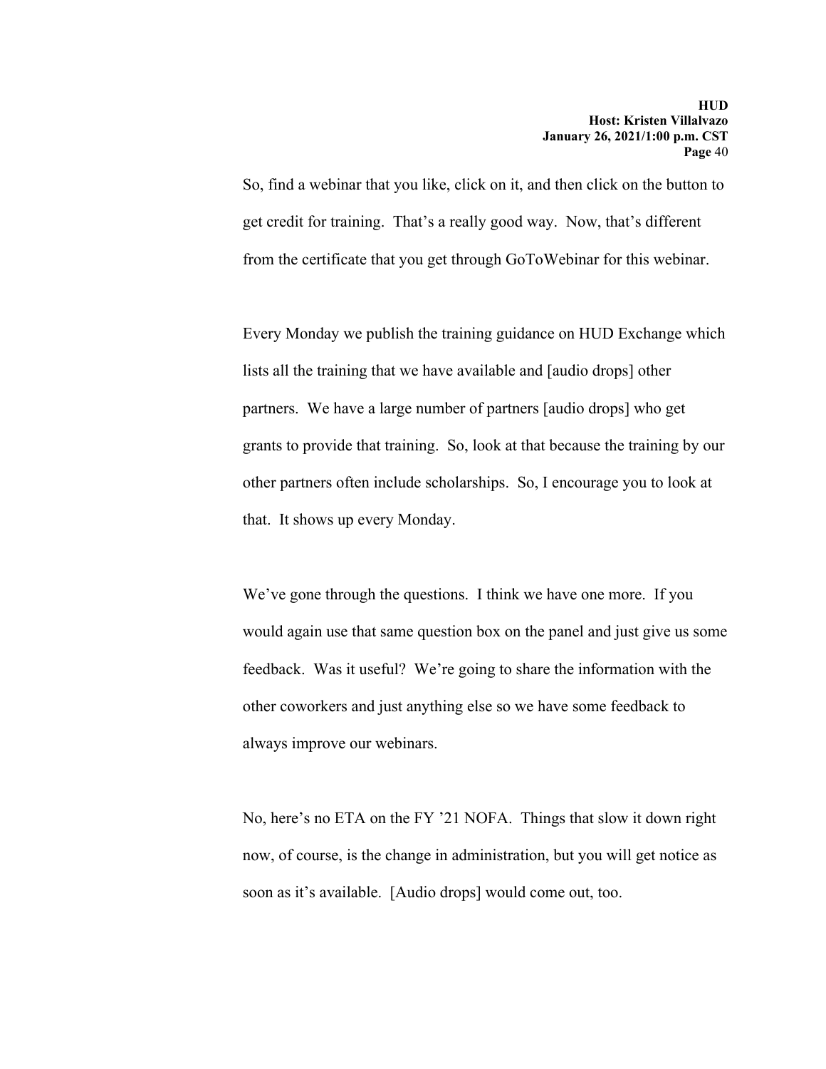So, find a webinar that you like, click on it, and then click on the button to get credit for training. That's a really good way. Now, that's different from the certificate that you get through GoToWebinar for this webinar.

Every Monday we publish the training guidance on HUD Exchange which lists all the training that we have available and [audio drops] other partners. We have a large number of partners [audio drops] who get grants to provide that training. So, look at that because the training by our other partners often include scholarships. So, I encourage you to look at that. It shows up every Monday.

We've gone through the questions. I think we have one more. If you would again use that same question box on the panel and just give us some feedback. Was it useful? We're going to share the information with the other coworkers and just anything else so we have some feedback to always improve our webinars.

No, here's no ETA on the FY '21 NOFA. Things that slow it down right now, of course, is the change in administration, but you will get notice as soon as it's available. [Audio drops] would come out, too.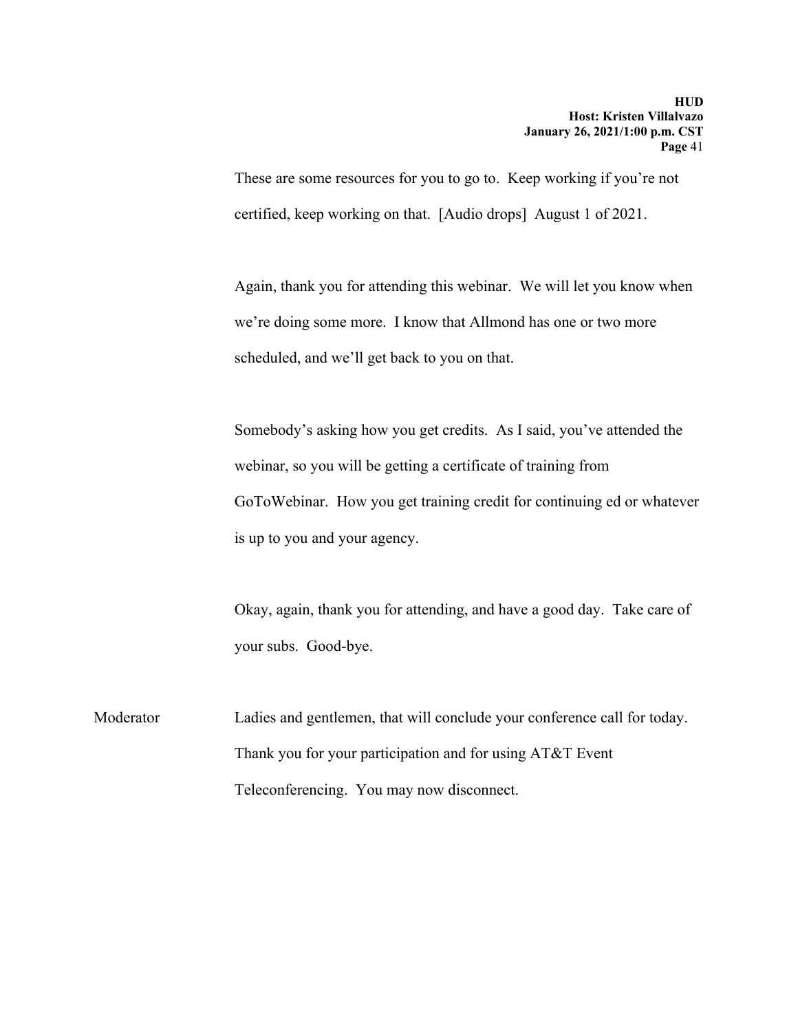These are some resources for you to go to. Keep working if you're not certified, keep working on that. [Audio drops] August 1 of 2021.

Again, thank you for attending this webinar. We will let you know when we're doing some more. I know that Allmond has one or two more scheduled, and we'll get back to you on that.

Somebody's asking how you get credits. As I said, you've attended the webinar, so you will be getting a certificate of training from GoToWebinar. How you get training credit for continuing ed or whatever is up to you and your agency.

Okay, again, thank you for attending, and have a good day. Take care of your subs. Good-bye.

Moderator Ladies and gentlemen, that will conclude your conference call for today. Thank you for your participation and for using AT&T Event Teleconferencing. You may now disconnect.